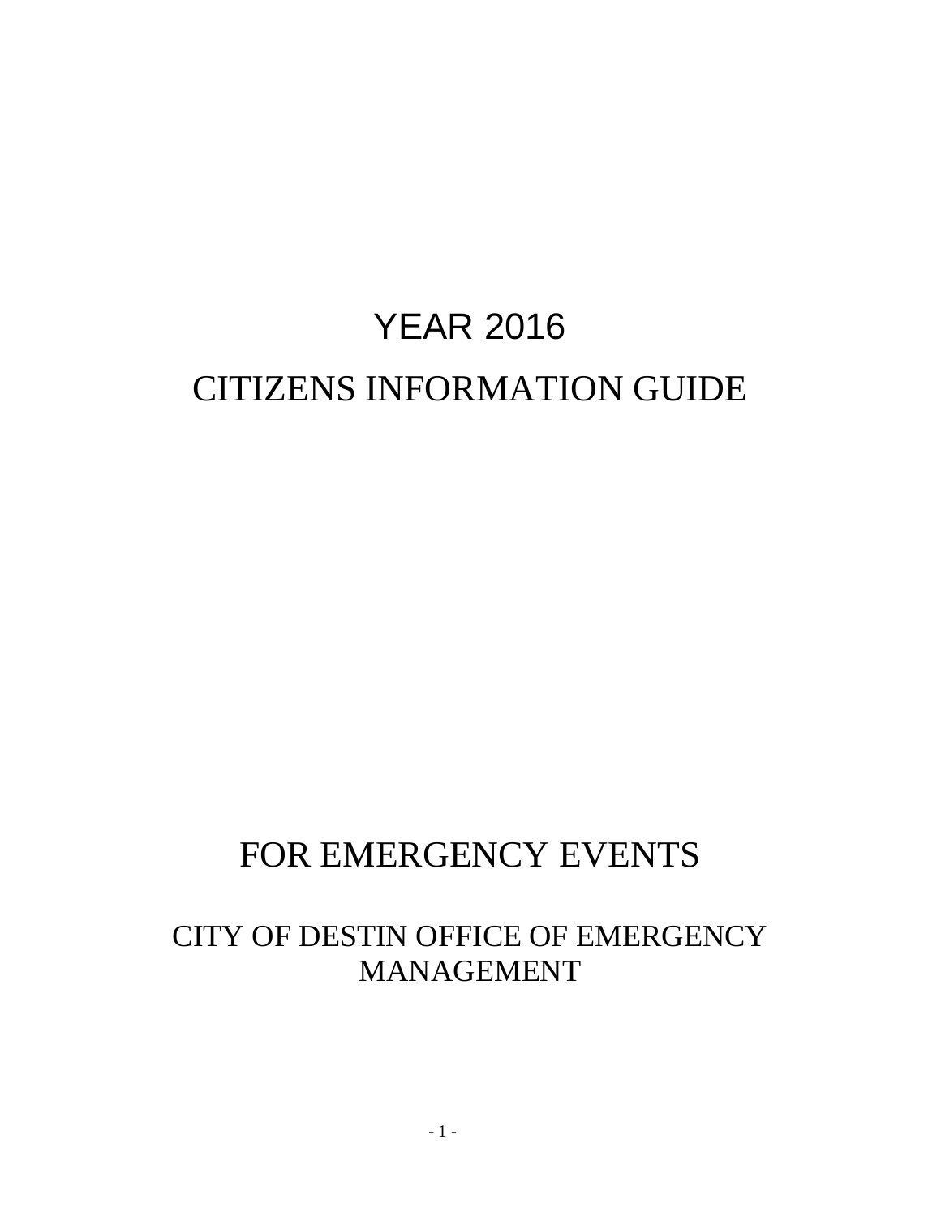# YEAR 2016

# CITIZENS INFORMATION GUIDE

# FOR EMERGENCY EVENTS

## CITY OF DESTIN OFFICE OF EMERGENCY MANAGEMENT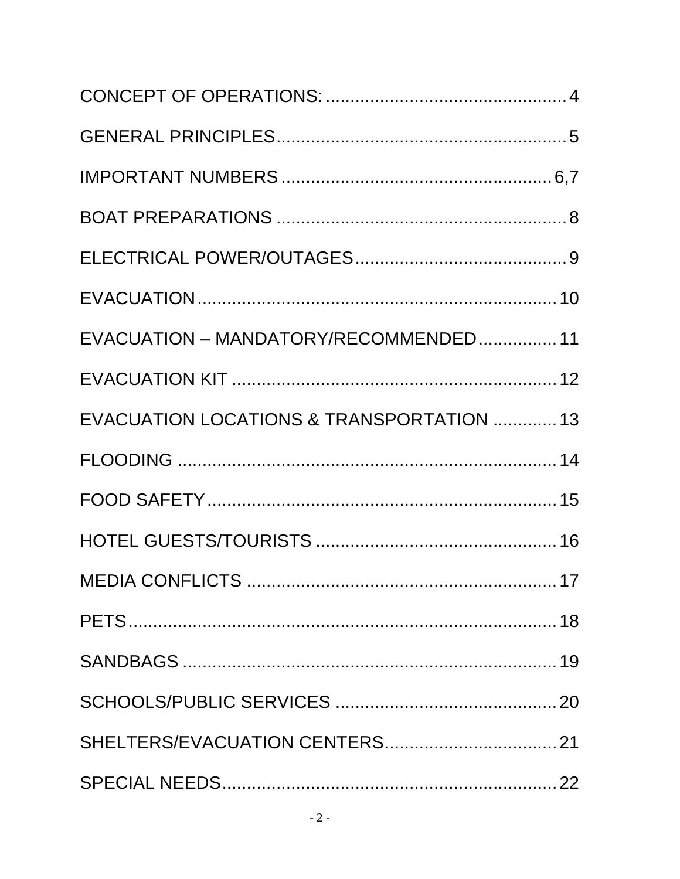CONCEPT OF OPERATIONS: .................................................. 4

GENERAL PRINCIPLES.......................................................... 5

IMPORTANT NUMBERS........................................................ 6,7

BOAT PREPARATIONS ........................................................... 8

ELECTRICAL POWER/OUTAGES........................................... 9

EVACUATION......................................................................... 10

EVACUATION – MANDATORY/RECOMMENDED................ 11

EVACUATION KIT ................................................................. 12

EVACUATION LOCATIONS & TRANSPORTATION ............. 13

FLOODING ............................................................................ 14

FOOD SAFETY....................................................................... 15

HOTEL GUESTS/TOURISTS ................................................ 16

MEDIA CONFLICTS ............................................................... 17

PETS....................................................................................... 18

SANDBAGS ............................................................................ 19

SCHOOLS/PUBLIC SERVICES ............................................. 20

SHELTERS/EVACUATION CENTERS.................................... 21

SPECIAL NEEDS.................................................................... 22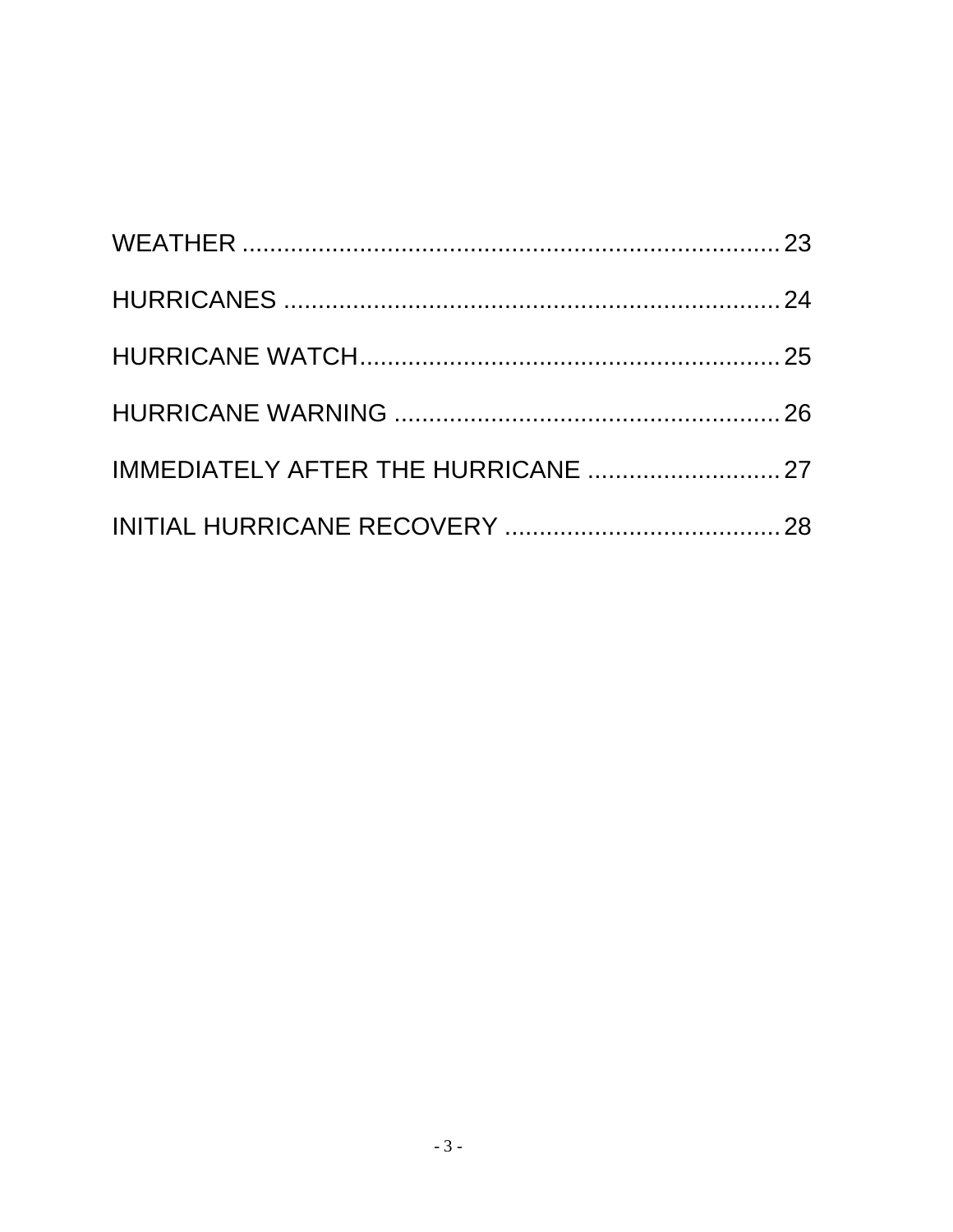WEATHER ................................................................................ 23

HURRICANES ........................................................................ 24

HURRICANE WATCH............................................................. 25

HURRICANE WARNING ......................................................... 26

IMMEDIATELY AFTER THE HURRICANE ............................ 27

INITIAL HURRICANE RECOVERY ......................................... 28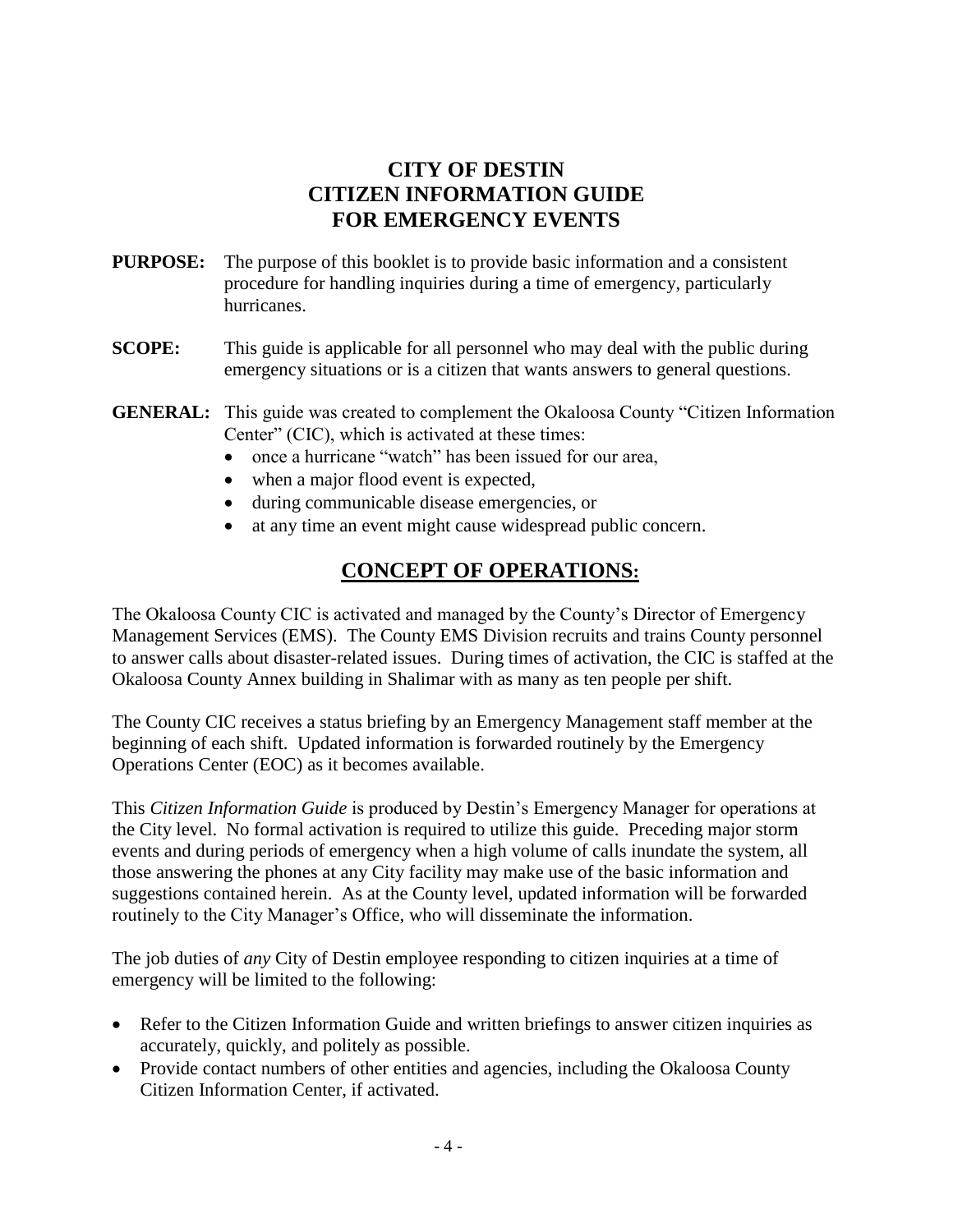# CITY OF DESTIN
# CITIZEN INFORMATION GUIDE
# FOR EMERGENCY EVENTS

**PURPOSE:** The purpose of this booklet is to provide basic information and a consistent procedure for handling inquiries during a time of emergency, particularly hurricanes.

**SCOPE:** This guide is applicable for all personnel who may deal with the public during emergency situations or is a citizen that wants answers to general questions.

**GENERAL:** This guide was created to complement the Okaloosa County "Citizen Information Center" (CIC), which is activated at these times:

- once a hurricane "watch" has been issued for our area,
- when a major flood event is expected,
- during communicable disease emergencies, or
- at any time an event might cause widespread public concern.

## CONCEPT OF OPERATIONS:

The Okaloosa County CIC is activated and managed by the County's Director of Emergency Management Services (EMS). The County EMS Division recruits and trains County personnel to answer calls about disaster-related issues. During times of activation, the CIC is staffed at the Okaloosa County Annex building in Shalimar with as many as ten people per shift.

The County CIC receives a status briefing by an Emergency Management staff member at the beginning of each shift. Updated information is forwarded routinely by the Emergency Operations Center (EOC) as it becomes available.

This *Citizen Information Guide* is produced by Destin's Emergency Manager for operations at the City level. No formal activation is required to utilize this guide. Preceding major storm events and during periods of emergency when a high volume of calls inundate the system, all those answering the phones at any City facility may make use of the basic information and suggestions contained herein. As at the County level, updated information will be forwarded routinely to the City Manager's Office, who will disseminate the information.

The job duties of *any* City of Destin employee responding to citizen inquiries at a time of emergency will be limited to the following:

- Refer to the Citizen Information Guide and written briefings to answer citizen inquiries as accurately, quickly, and politely as possible.
- Provide contact numbers of other entities and agencies, including the Okaloosa County Citizen Information Center, if activated.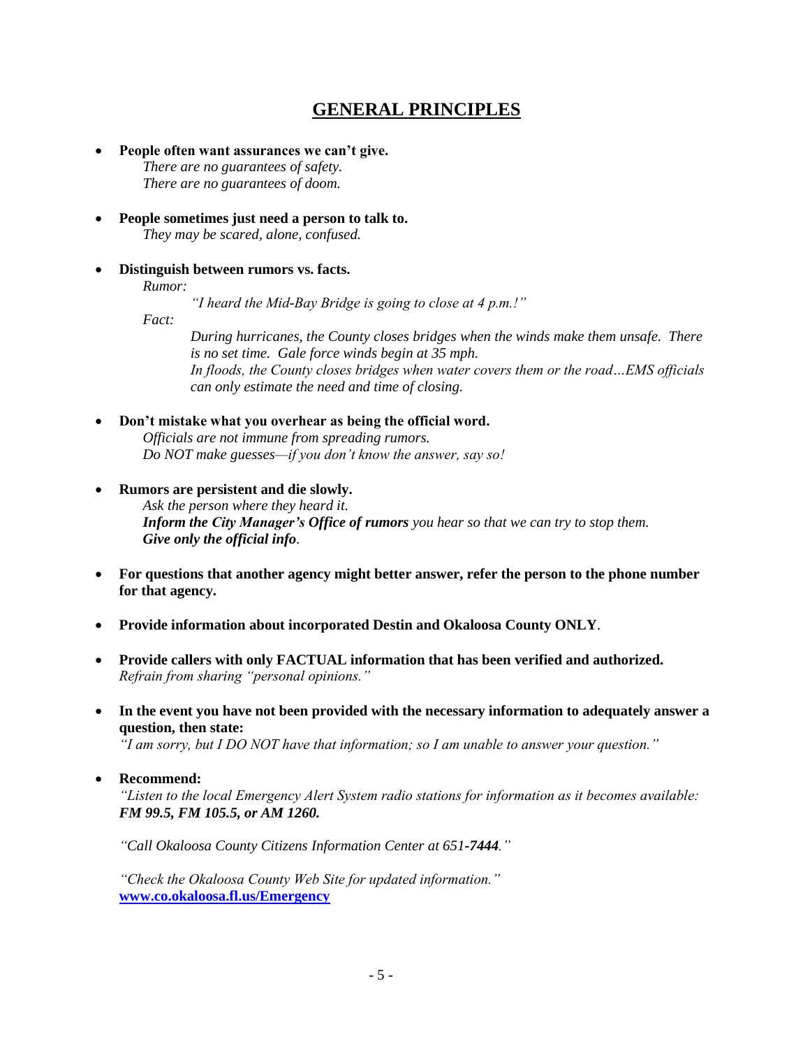# GENERAL PRINCIPLES

- **People often want assurances we can't give.**
  *There are no guarantees of safety.*
  *There are no guarantees of doom.*

- **People sometimes just need a person to talk to.**
  *They may be scared, alone, confused.*

- **Distinguish between rumors vs. facts.**
  *Rumor:*
  > *"I heard the Mid-Bay Bridge is going to close at 4 p.m.!"*

  *Fact:*
  > *During hurricanes, the County closes bridges when the winds make them unsafe. There is no set time. Gale force winds begin at 35 mph.*
  > *In floods, the County closes bridges when water covers them or the road…EMS officials can only estimate the need and time of closing.*

- **Don't mistake what you overhear as being the official word.**
  *Officials are not immune from spreading rumors.*
  *Do NOT make guesses—if you don't know the answer, say so!*

- **Rumors are persistent and die slowly.**
  *Ask the person where they heard it.*
  ***Inform the City Manager's Office of rumors** you hear so that we can try to stop them.*
  ***Give only the official info**.*

- **For questions that another agency might better answer, refer the person to the phone number for that agency.**

- **Provide information about incorporated Destin and Okaloosa County ONLY**.

- **Provide callers with only FACTUAL information that has been verified and authorized.**
  *Refrain from sharing "personal opinions."*

- **In the event you have not been provided with the necessary information to adequately answer a question, then state:**
  *"I am sorry, but I DO NOT have that information; so I am unable to answer your question."*

- **Recommend:**
  *"Listen to the local Emergency Alert System radio stations for information as it becomes available:* ***FM 99.5, FM 105.5, or AM 1260.***

  *"Call Okaloosa County Citizens Information Center at 651-**7444**."*

  *"Check the Okaloosa County Web Site for updated information."*
  **www.co.okaloosa.fl.us/Emergency**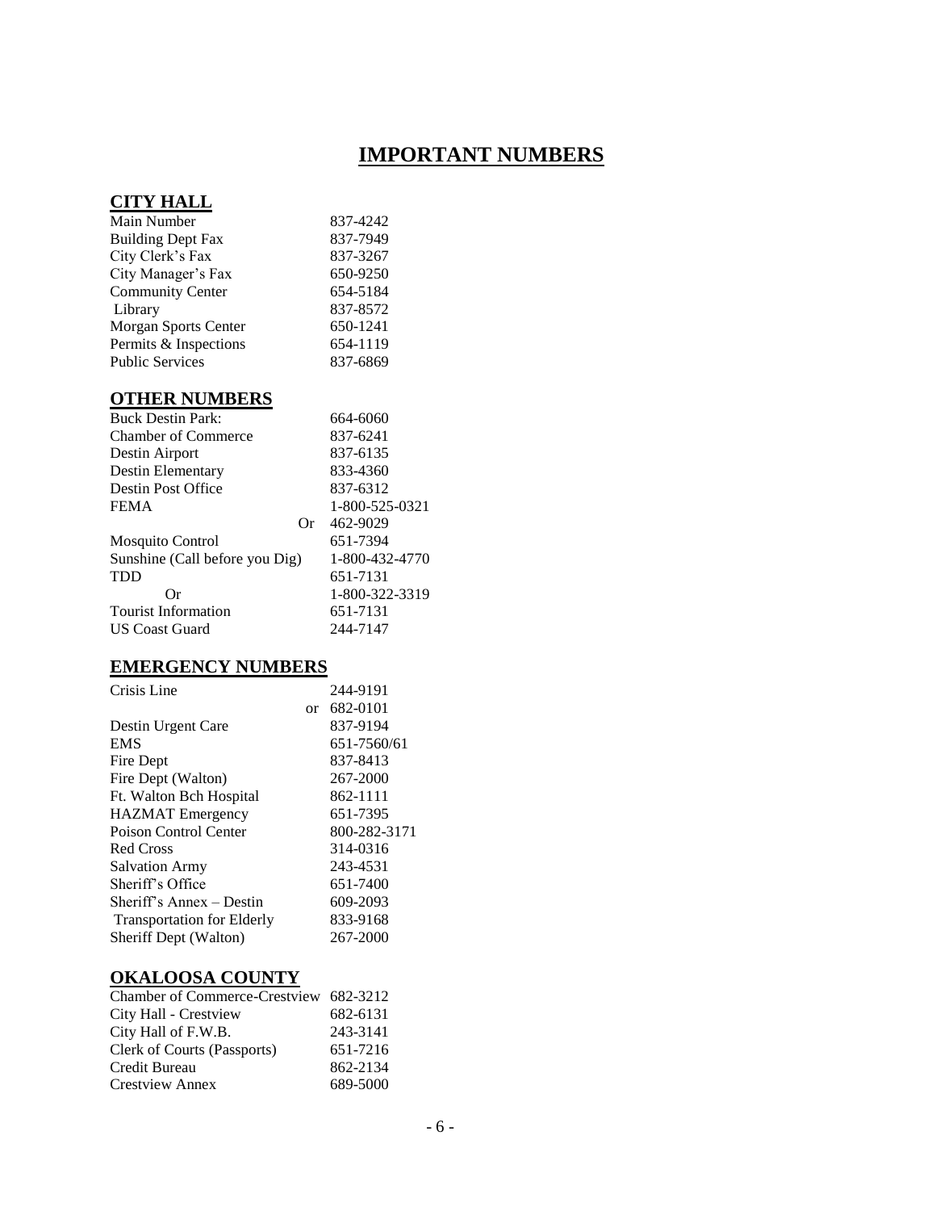# IMPORTANT NUMBERS

## CITY HALL

| | |
|---|---|
| Main Number | 837-4242 |
| Building Dept Fax | 837-7949 |
| City Clerk's Fax | 837-3267 |
| City Manager's Fax | 650-9250 |
| Community Center | 654-5184 |
| Library | 837-8572 |
| Morgan Sports Center | 650-1241 |
| Permits & Inspections | 654-1119 |
| Public Services | 837-6869 |

## OTHER NUMBERS

| | |
|---|---|
| Buck Destin Park: | 664-6060 |
| Chamber of Commerce | 837-6241 |
| Destin Airport | 837-6135 |
| Destin Elementary | 833-4360 |
| Destin Post Office | 837-6312 |
| FEMA | 1-800-525-0321 |
| Or | 462-9029 |
| Mosquito Control | 651-7394 |
| Sunshine (Call before you Dig) | 1-800-432-4770 |
| TDD | 651-7131 |
| Or | 1-800-322-3319 |
| Tourist Information | 651-7131 |
| US Coast Guard | 244-7147 |

## EMERGENCY NUMBERS

| | |
|---|---|
| Crisis Line | 244-9191 |
| or | 682-0101 |
| Destin Urgent Care | 837-9194 |
| EMS | 651-7560/61 |
| Fire Dept | 837-8413 |
| Fire Dept (Walton) | 267-2000 |
| Ft. Walton Bch Hospital | 862-1111 |
| HAZMAT Emergency | 651-7395 |
| Poison Control Center | 800-282-3171 |
| Red Cross | 314-0316 |
| Salvation Army | 243-4531 |
| Sheriff's Office | 651-7400 |
| Sheriff's Annex – Destin | 609-2093 |
| Transportation for Elderly | 833-9168 |
| Sheriff Dept (Walton) | 267-2000 |

## OKALOOSA COUNTY

| | |
|---|---|
| Chamber of Commerce-Crestview | 682-3212 |
| City Hall - Crestview | 682-6131 |
| City Hall of F.W.B. | 243-3141 |
| Clerk of Courts (Passports) | 651-7216 |
| Credit Bureau | 862-2134 |
| Crestview Annex | 689-5000 |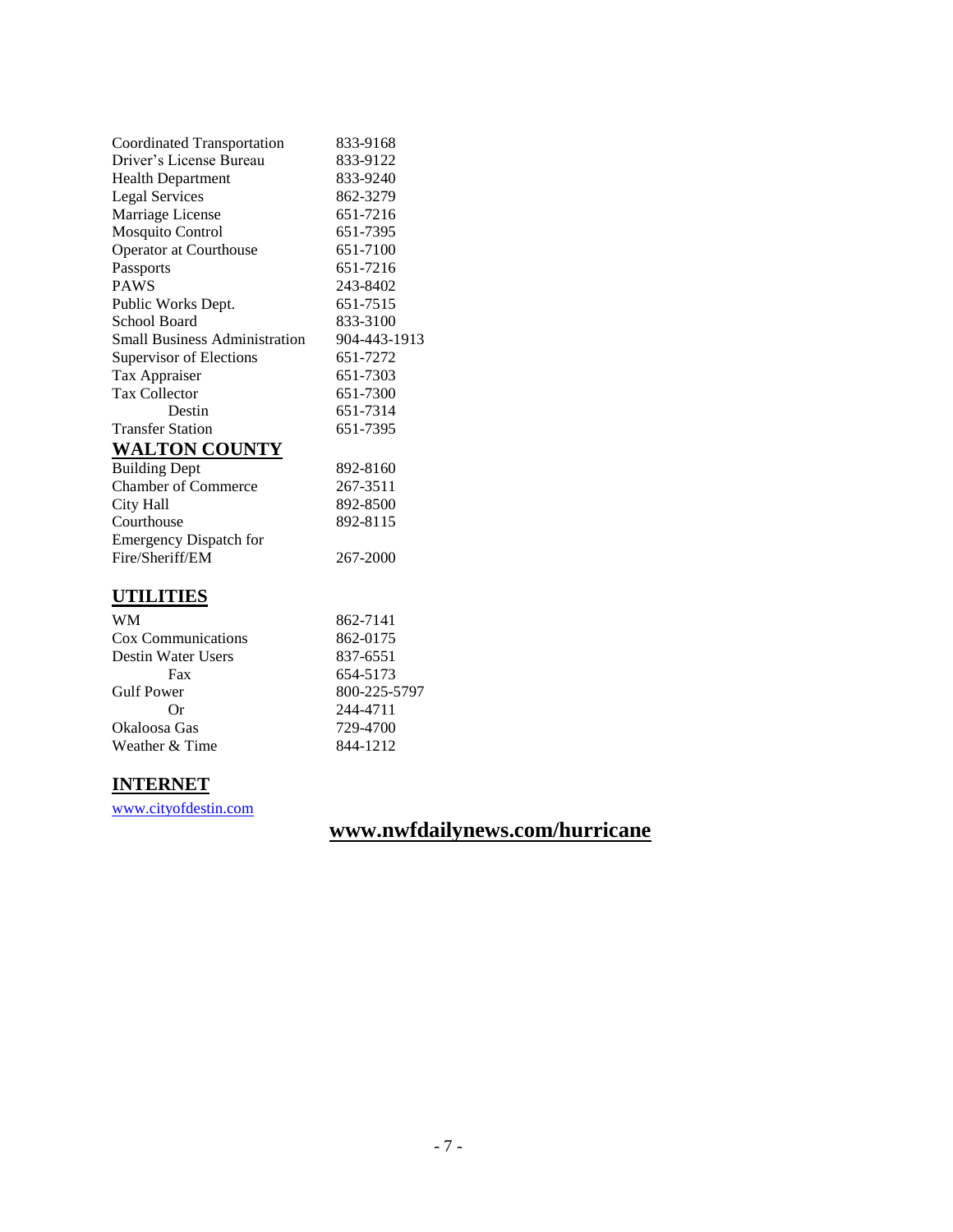| | |
|---|---|
| Coordinated Transportation | 833-9168 |
| Driver's License Bureau | 833-9122 |
| Health Department | 833-9240 |
| Legal Services | 862-3279 |
| Marriage License | 651-7216 |
| Mosquito Control | 651-7395 |
| Operator at Courthouse | 651-7100 |
| Passports | 651-7216 |
| PAWS | 243-8402 |
| Public Works Dept. | 651-7515 |
| School Board | 833-3100 |
| Small Business Administration | 904-443-1913 |
| Supervisor of Elections | 651-7272 |
| Tax Appraiser | 651-7303 |
| Tax Collector | 651-7300 |
| Destin | 651-7314 |
| Transfer Station | 651-7395 |

## WALTON COUNTY

| | |
|---|---|
| Building Dept | 892-8160 |
| Chamber of Commerce | 267-3511 |
| City Hall | 892-8500 |
| Courthouse | 892-8115 |
| Emergency Dispatch for Fire/Sheriff/EM | 267-2000 |

## UTILITIES

| | |
|---|---|
| WM | 862-7141 |
| Cox Communications | 862-0175 |
| Destin Water Users | 837-6551 |
| Fax | 654-5173 |
| Gulf Power | 800-225-5797 |
| Or | 244-4711 |
| Okaloosa Gas | 729-4700 |
| Weather & Time | 844-1212 |

## INTERNET

www.cityofdestin.com

**www.nwfdailynews.com/hurricane**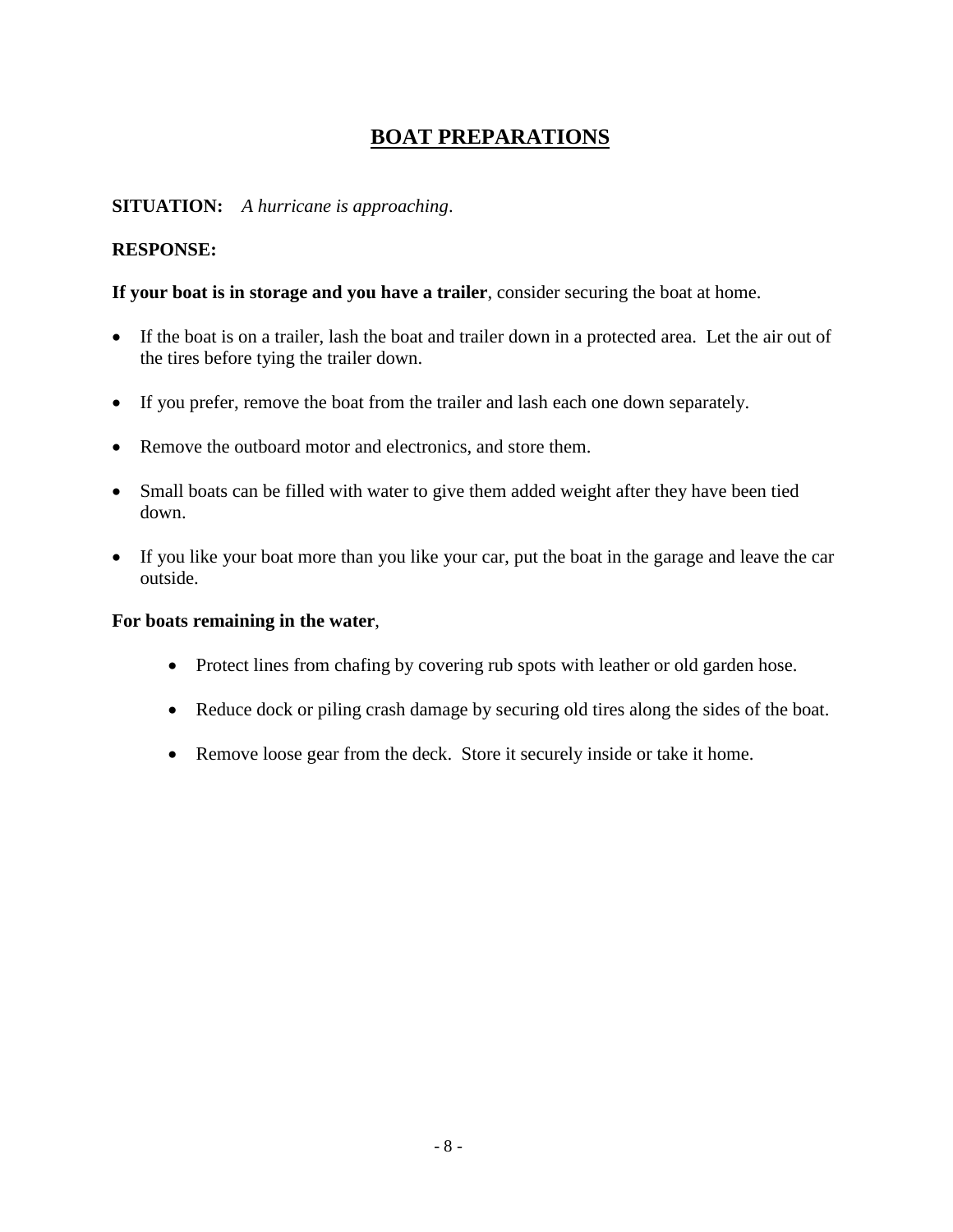# BOAT PREPARATIONS

**SITUATION:** *A hurricane is approaching*.

**RESPONSE:**

**If your boat is in storage and you have a trailer**, consider securing the boat at home.

- If the boat is on a trailer, lash the boat and trailer down in a protected area. Let the air out of the tires before tying the trailer down.
- If you prefer, remove the boat from the trailer and lash each one down separately.
- Remove the outboard motor and electronics, and store them.
- Small boats can be filled with water to give them added weight after they have been tied down.
- If you like your boat more than you like your car, put the boat in the garage and leave the car outside.

**For boats remaining in the water**,

- Protect lines from chafing by covering rub spots with leather or old garden hose.
- Reduce dock or piling crash damage by securing old tires along the sides of the boat.
- Remove loose gear from the deck. Store it securely inside or take it home.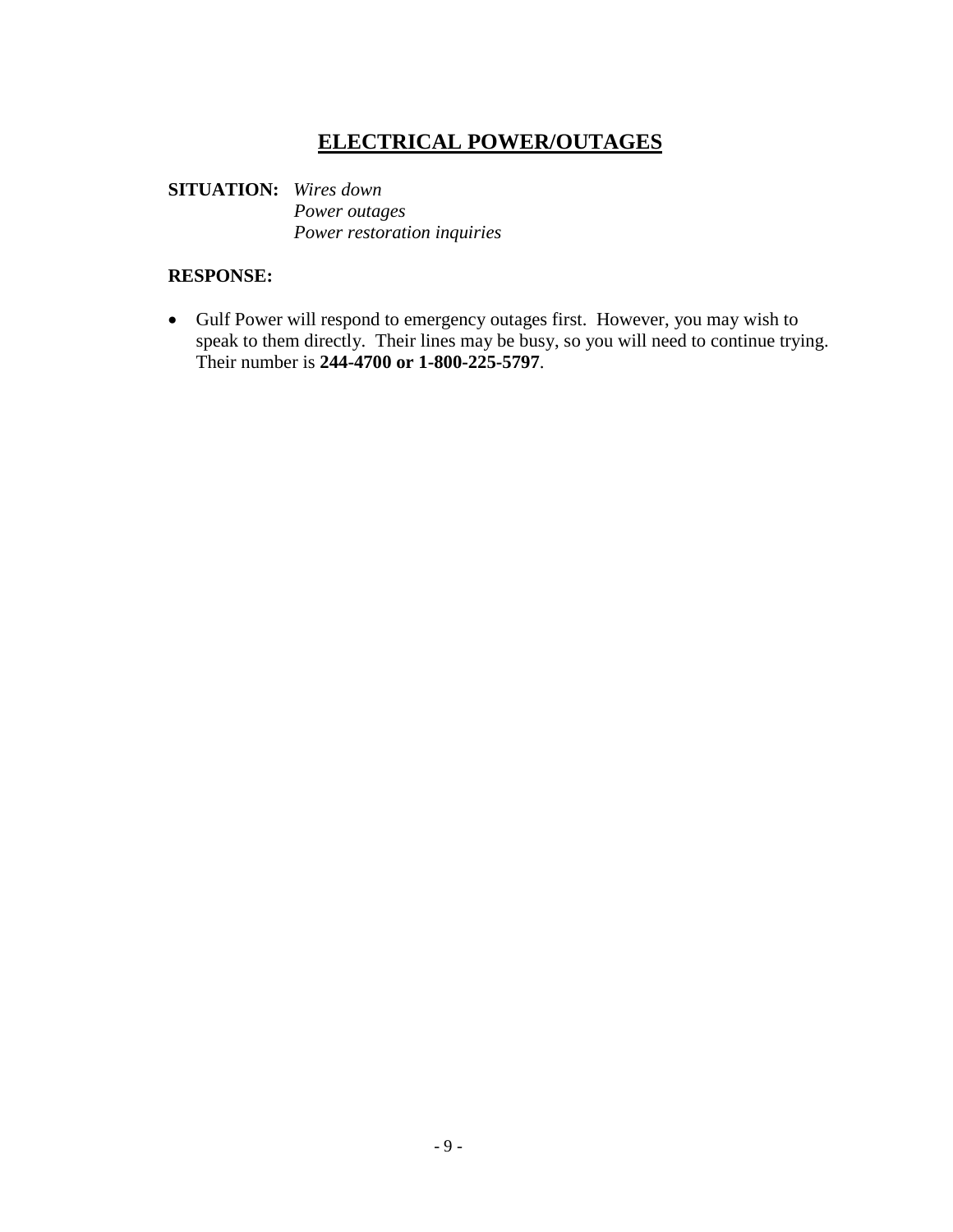# ELECTRICAL POWER/OUTAGES

**SITUATION:** *Wires down*
*Power outages*
*Power restoration inquiries*

**RESPONSE:**

- Gulf Power will respond to emergency outages first. However, you may wish to speak to them directly. Their lines may be busy, so you will need to continue trying. Their number is **244-4700 or 1-800-225-5797**.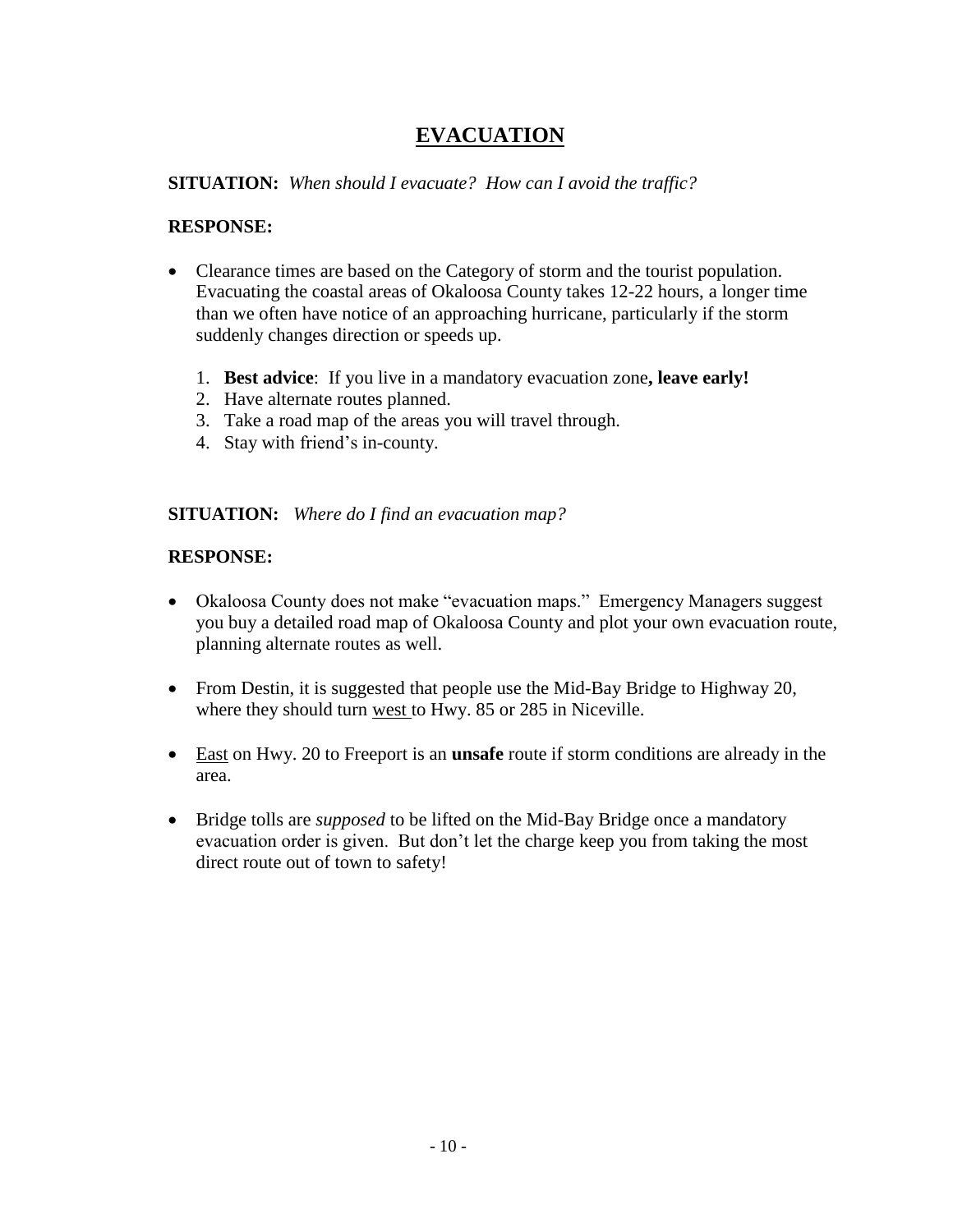# EVACUATION

**SITUATION:** *When should I evacuate? How can I avoid the traffic?*

**RESPONSE:**

- Clearance times are based on the Category of storm and the tourist population. Evacuating the coastal areas of Okaloosa County takes 12-22 hours, a longer time than we often have notice of an approaching hurricane, particularly if the storm suddenly changes direction or speeds up.

    1. **Best advice**: If you live in a mandatory evacuation zone**, leave early!**
    2. Have alternate routes planned.
    3. Take a road map of the areas you will travel through.
    4. Stay with friend's in-county.

**SITUATION:** *Where do I find an evacuation map?*

**RESPONSE:**

- Okaloosa County does not make "evacuation maps." Emergency Managers suggest you buy a detailed road map of Okaloosa County and plot your own evacuation route, planning alternate routes as well.

- From Destin, it is suggested that people use the Mid-Bay Bridge to Highway 20, where they should turn <u>west</u> to Hwy. 85 or 285 in Niceville.

- <u>East</u> on Hwy. 20 to Freeport is an **unsafe** route if storm conditions are already in the area.

- Bridge tolls are *supposed* to be lifted on the Mid-Bay Bridge once a mandatory evacuation order is given. But don't let the charge keep you from taking the most direct route out of town to safety!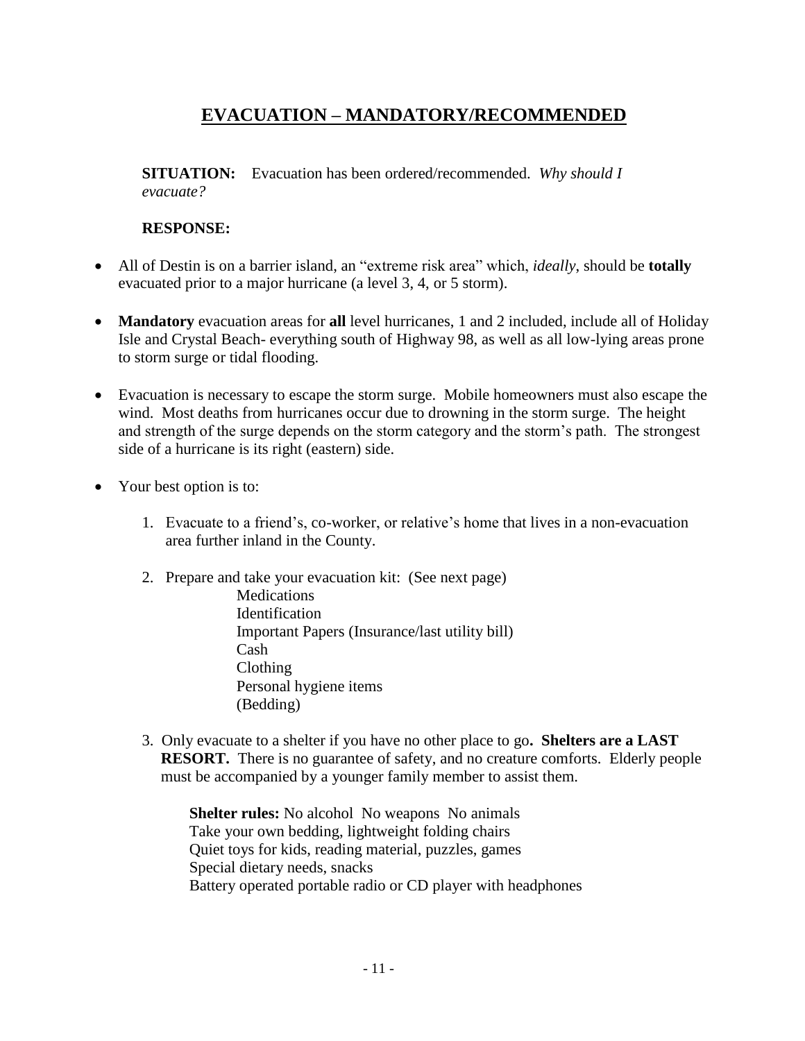## EVACUATION – MANDATORY/RECOMMENDED

**SITUATION:** Evacuation has been ordered/recommended. *Why should I evacuate?*

**RESPONSE:**

- All of Destin is on a barrier island, an "extreme risk area" which, *ideally*, should be **totally** evacuated prior to a major hurricane (a level 3, 4, or 5 storm).
- **Mandatory** evacuation areas for **all** level hurricanes, 1 and 2 included, include all of Holiday Isle and Crystal Beach- everything south of Highway 98, as well as all low-lying areas prone to storm surge or tidal flooding.
- Evacuation is necessary to escape the storm surge. Mobile homeowners must also escape the wind. Most deaths from hurricanes occur due to drowning in the storm surge. The height and strength of the surge depends on the storm category and the storm's path. The strongest side of a hurricane is its right (eastern) side.
- Your best option is to:
  1. Evacuate to a friend's, co-worker, or relative's home that lives in a non-evacuation area further inland in the County.
  2. Prepare and take your evacuation kit: (See next page)
     - Medications
     - Identification
     - Important Papers (Insurance/last utility bill)
     - Cash
     - Clothing
     - Personal hygiene items
     - (Bedding)
  3. Only evacuate to a shelter if you have no other place to go**. Shelters are a LAST RESORT.** There is no guarantee of safety, and no creature comforts. Elderly people must be accompanied by a younger family member to assist them.

     **Shelter rules:** No alcohol No weapons No animals
     Take your own bedding, lightweight folding chairs
     Quiet toys for kids, reading material, puzzles, games
     Special dietary needs, snacks
     Battery operated portable radio or CD player with headphones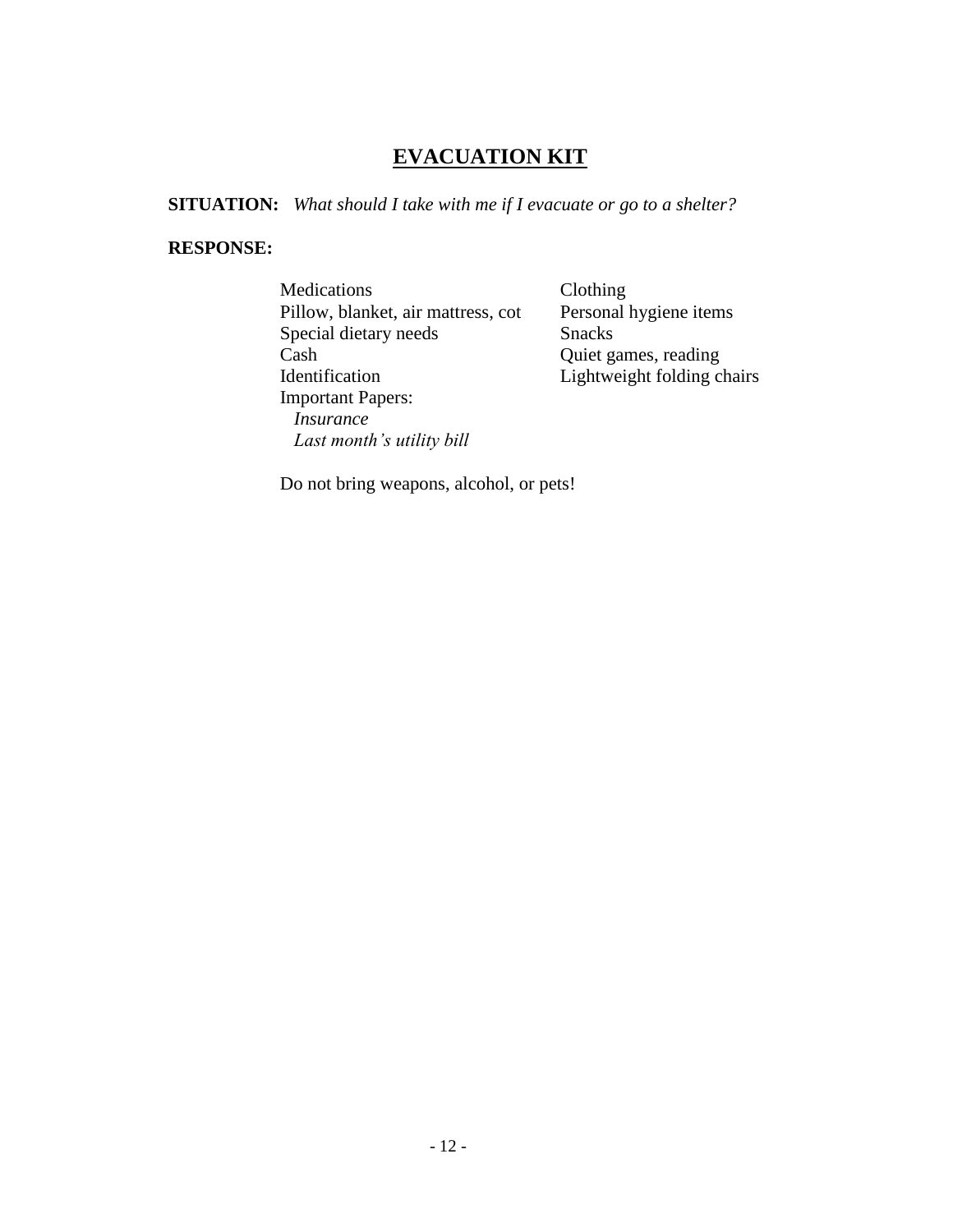# EVACUATION KIT

**SITUATION:** *What should I take with me if I evacuate or go to a shelter?*

**RESPONSE:**

- Medications
- Pillow, blanket, air mattress, cot
- Special dietary needs
- Cash
- Identification
- Important Papers:
  - *Insurance*
  - *Last month's utility bill*
- Clothing
- Personal hygiene items
- Snacks
- Quiet games, reading
- Lightweight folding chairs

Do not bring weapons, alcohol, or pets!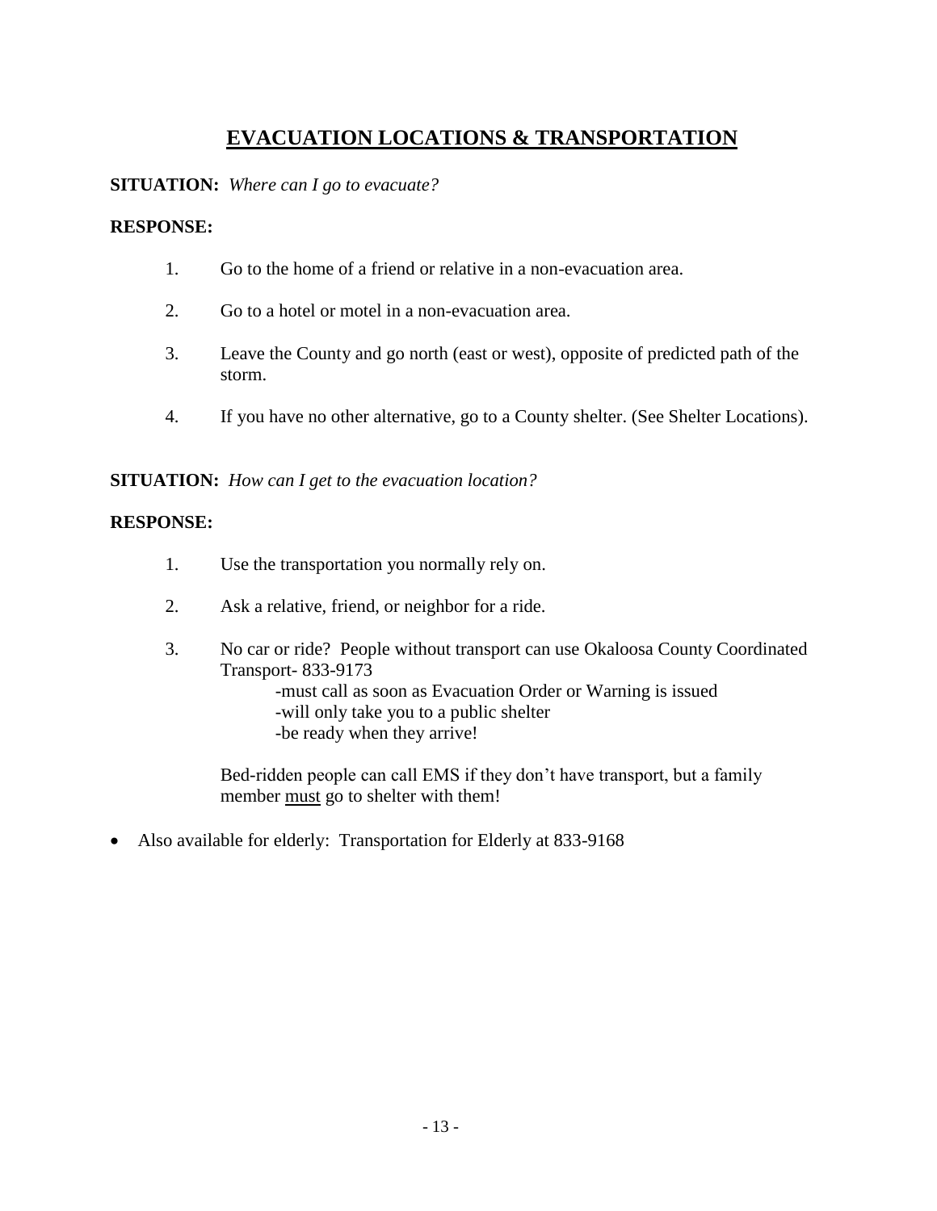# EVACUATION LOCATIONS & TRANSPORTATION

**SITUATION:** *Where can I go to evacuate?*

**RESPONSE:**

1. Go to the home of a friend or relative in a non-evacuation area.
2. Go to a hotel or motel in a non-evacuation area.
3. Leave the County and go north (east or west), opposite of predicted path of the storm.
4. If you have no other alternative, go to a County shelter. (See Shelter Locations).

**SITUATION:** *How can I get to the evacuation location?*

**RESPONSE:**

1. Use the transportation you normally rely on.
2. Ask a relative, friend, or neighbor for a ride.
3. No car or ride? People without transport can use Okaloosa County Coordinated Transport- 833-9173

   -must call as soon as Evacuation Order or Warning is issued
   -will only take you to a public shelter
   -be ready when they arrive!

   Bed-ridden people can call EMS if they don't have transport, but a family member <u>must</u> go to shelter with them!

- Also available for elderly: Transportation for Elderly at 833-9168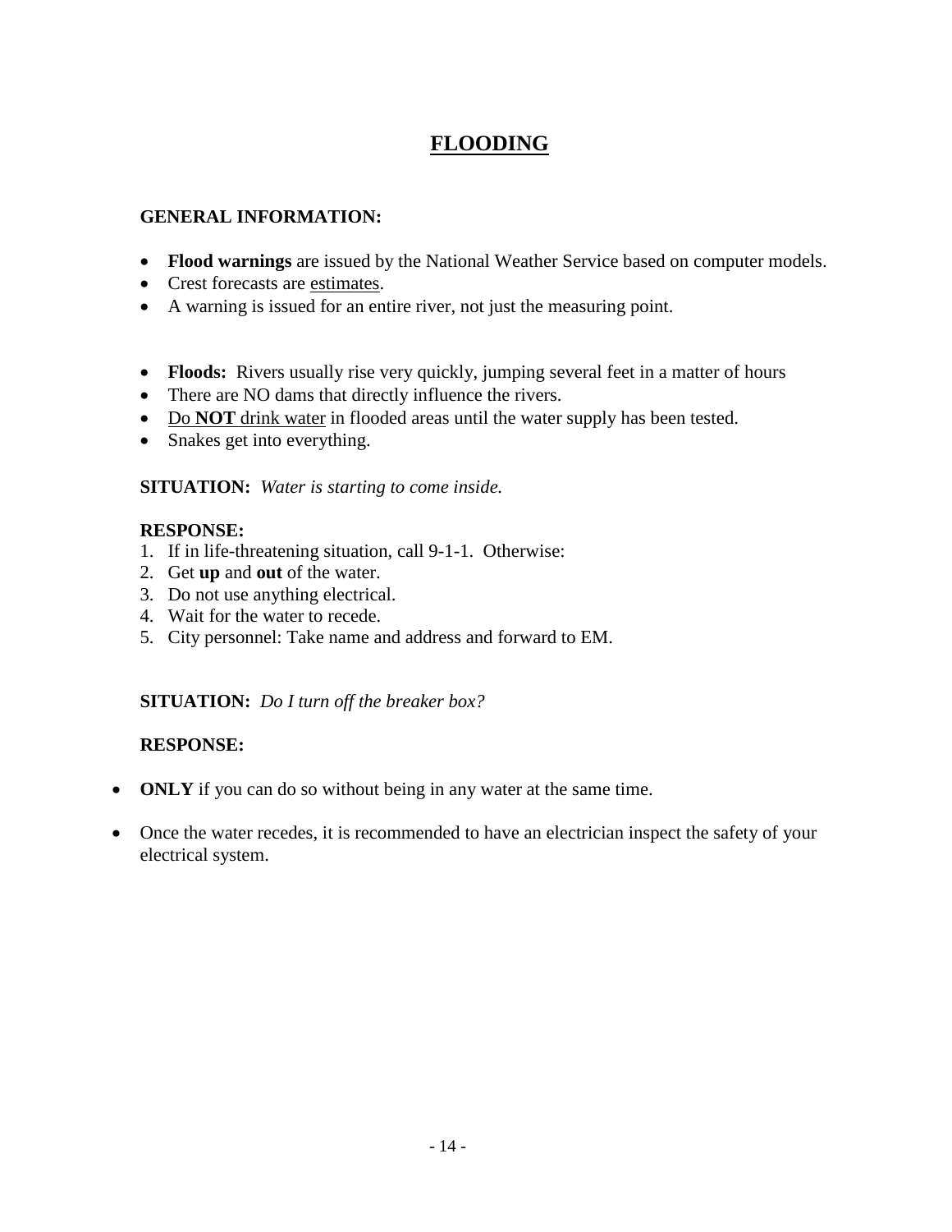# FLOODING

**GENERAL INFORMATION:**

- **Flood warnings** are issued by the National Weather Service based on computer models.
- Crest forecasts are estimates.
- A warning is issued for an entire river, not just the measuring point.

- **Floods:** Rivers usually rise very quickly, jumping several feet in a matter of hours
- There are NO dams that directly influence the rivers.
- Do **NOT** drink water in flooded areas until the water supply has been tested.
- Snakes get into everything.

**SITUATION:** *Water is starting to come inside.*

**RESPONSE:**

1. If in life-threatening situation, call 9-1-1. Otherwise:
2. Get **up** and **out** of the water.
3. Do not use anything electrical.
4. Wait for the water to recede.
5. City personnel: Take name and address and forward to EM.

**SITUATION:** *Do I turn off the breaker box?*

**RESPONSE:**

- **ONLY** if you can do so without being in any water at the same time.

- Once the water recedes, it is recommended to have an electrician inspect the safety of your electrical system.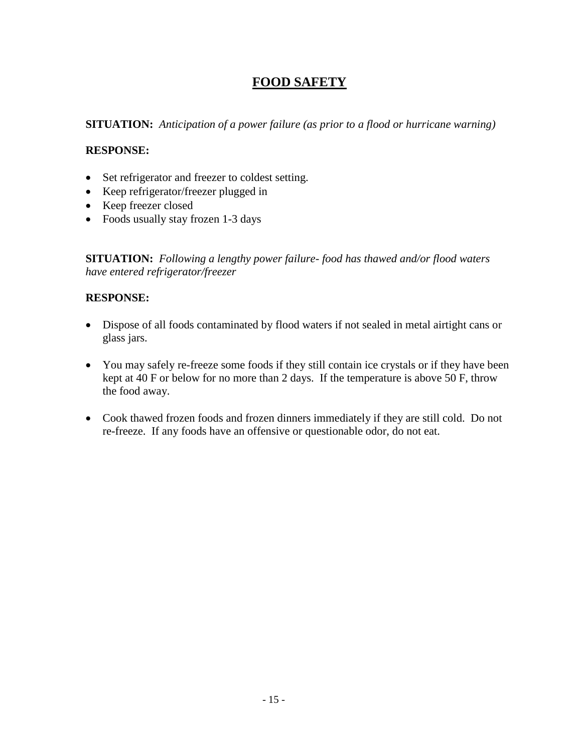# FOOD SAFETY

**SITUATION:** *Anticipation of a power failure (as prior to a flood or hurricane warning)*

**RESPONSE:**

- Set refrigerator and freezer to coldest setting.
- Keep refrigerator/freezer plugged in
- Keep freezer closed
- Foods usually stay frozen 1-3 days

**SITUATION:** *Following a lengthy power failure- food has thawed and/or flood waters have entered refrigerator/freezer*

**RESPONSE:**

- Dispose of all foods contaminated by flood waters if not sealed in metal airtight cans or glass jars.

- You may safely re-freeze some foods if they still contain ice crystals or if they have been kept at 40 F or below for no more than 2 days. If the temperature is above 50 F, throw the food away.

- Cook thawed frozen foods and frozen dinners immediately if they are still cold. Do not re-freeze. If any foods have an offensive or questionable odor, do not eat.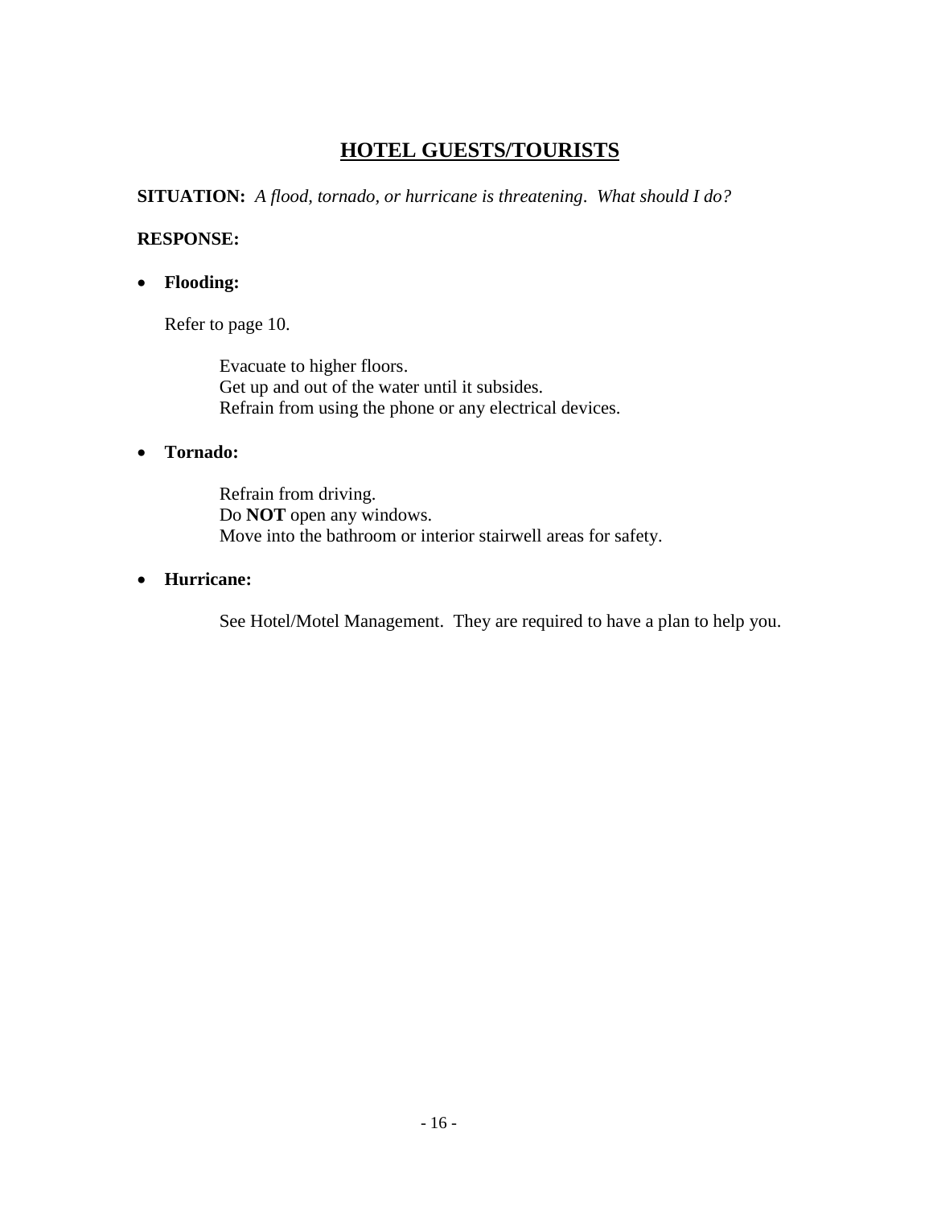## HOTEL GUESTS/TOURISTS

**SITUATION:** *A flood, tornado, or hurricane is threatening. What should I do?*

**RESPONSE:**

- **Flooding:**

  Refer to page 10.

  Evacuate to higher floors.
  Get up and out of the water until it subsides.
  Refrain from using the phone or any electrical devices.

- **Tornado:**

  Refrain from driving.
  Do **NOT** open any windows.
  Move into the bathroom or interior stairwell areas for safety.

- **Hurricane:**

  See Hotel/Motel Management. They are required to have a plan to help you.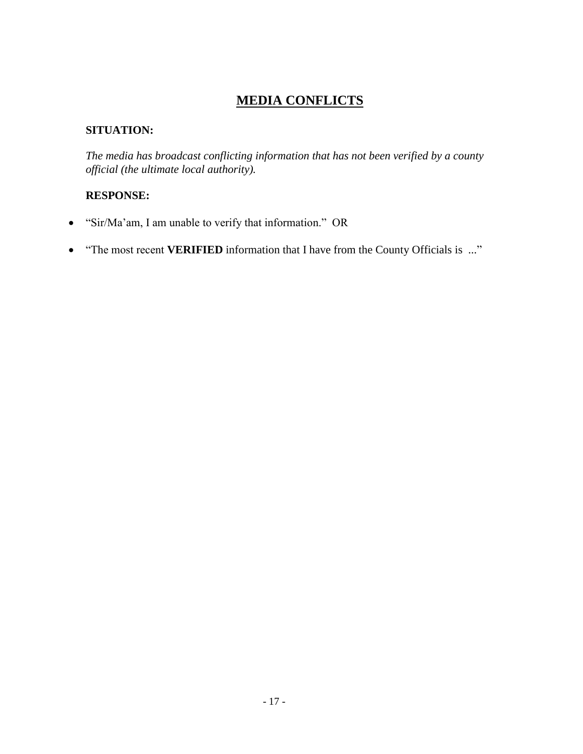# MEDIA CONFLICTS

**SITUATION:**

*The media has broadcast conflicting information that has not been verified by a county official (the ultimate local authority).*

**RESPONSE:**

- "Sir/Ma'am, I am unable to verify that information." OR
- "The most recent **VERIFIED** information that I have from the County Officials is ..."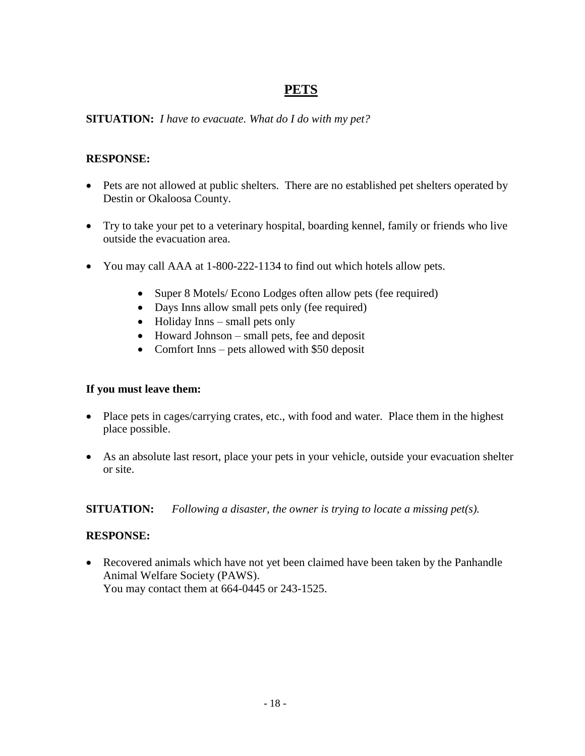# PETS

**SITUATION:** *I have to evacuate. What do I do with my pet?*

**RESPONSE:**

- Pets are not allowed at public shelters. There are no established pet shelters operated by Destin or Okaloosa County.
- Try to take your pet to a veterinary hospital, boarding kennel, family or friends who live outside the evacuation area.
- You may call AAA at 1-800-222-1134 to find out which hotels allow pets.
    - Super 8 Motels/ Econo Lodges often allow pets (fee required)
    - Days Inns allow small pets only (fee required)
    - Holiday Inns – small pets only
    - Howard Johnson – small pets, fee and deposit
    - Comfort Inns – pets allowed with $50 deposit

**If you must leave them:**

- Place pets in cages/carrying crates, etc., with food and water. Place them in the highest place possible.
- As an absolute last resort, place your pets in your vehicle, outside your evacuation shelter or site.

**SITUATION:** *Following a disaster, the owner is trying to locate a missing pet(s).*

**RESPONSE:**

- Recovered animals which have not yet been claimed have been taken by the Panhandle Animal Welfare Society (PAWS).
  You may contact them at 664-0445 or 243-1525.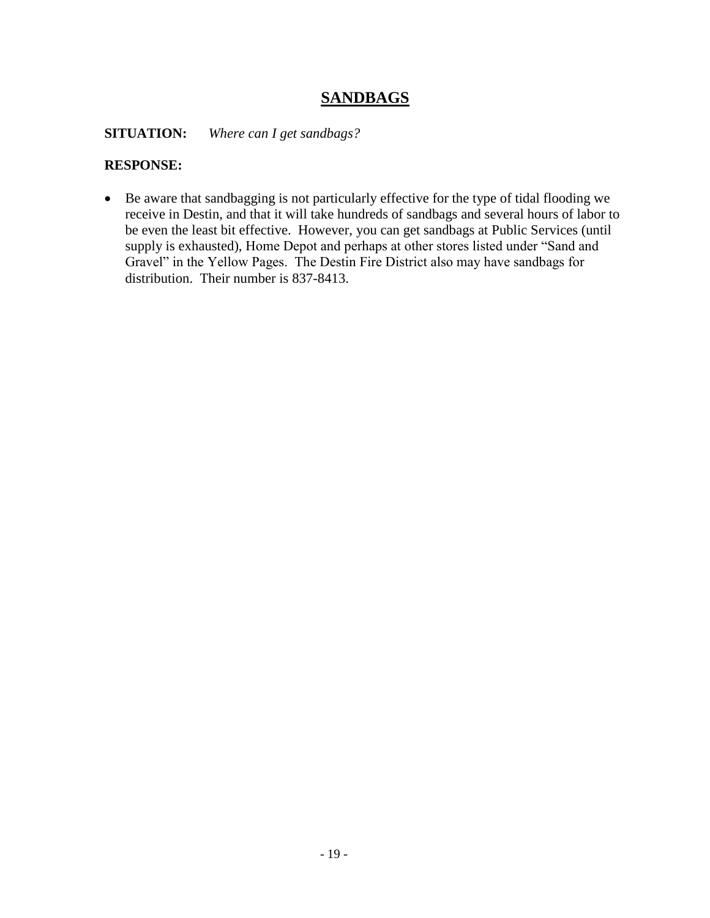## SANDBAGS

**SITUATION:** *Where can I get sandbags?*

**RESPONSE:**

- Be aware that sandbagging is not particularly effective for the type of tidal flooding we receive in Destin, and that it will take hundreds of sandbags and several hours of labor to be even the least bit effective. However, you can get sandbags at Public Services (until supply is exhausted), Home Depot and perhaps at other stores listed under “Sand and Gravel” in the Yellow Pages. The Destin Fire District also may have sandbags for distribution. Their number is 837-8413.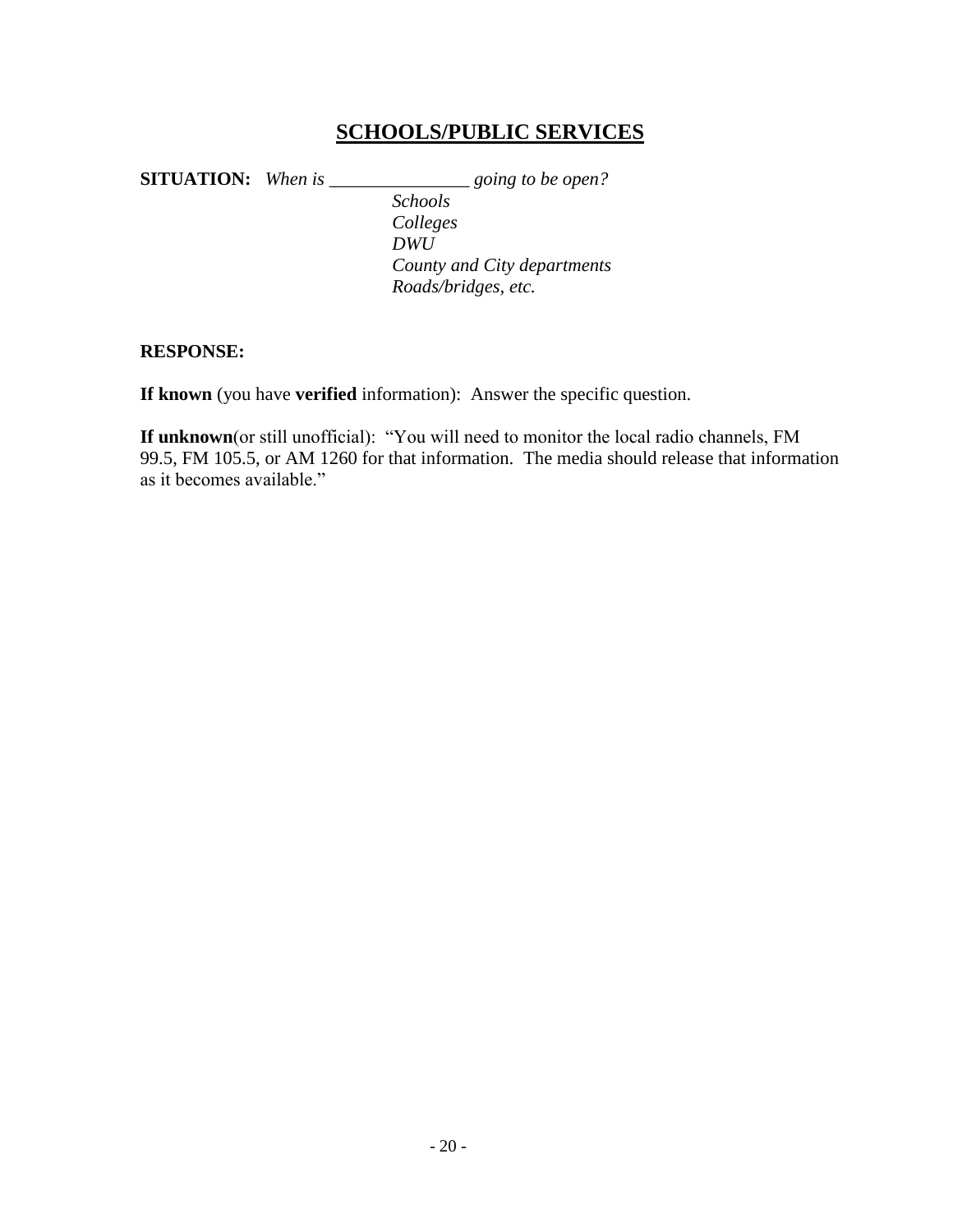# SCHOOLS/PUBLIC SERVICES

**SITUATION:** *When is _______________ going to be open?*

*Schools*
*Colleges*
*DWU*
*County and City departments*
*Roads/bridges, etc.*

**RESPONSE:**

**If known** (you have **verified** information): Answer the specific question.

**If unknown**(or still unofficial): "You will need to monitor the local radio channels, FM 99.5, FM 105.5, or AM 1260 for that information. The media should release that information as it becomes available."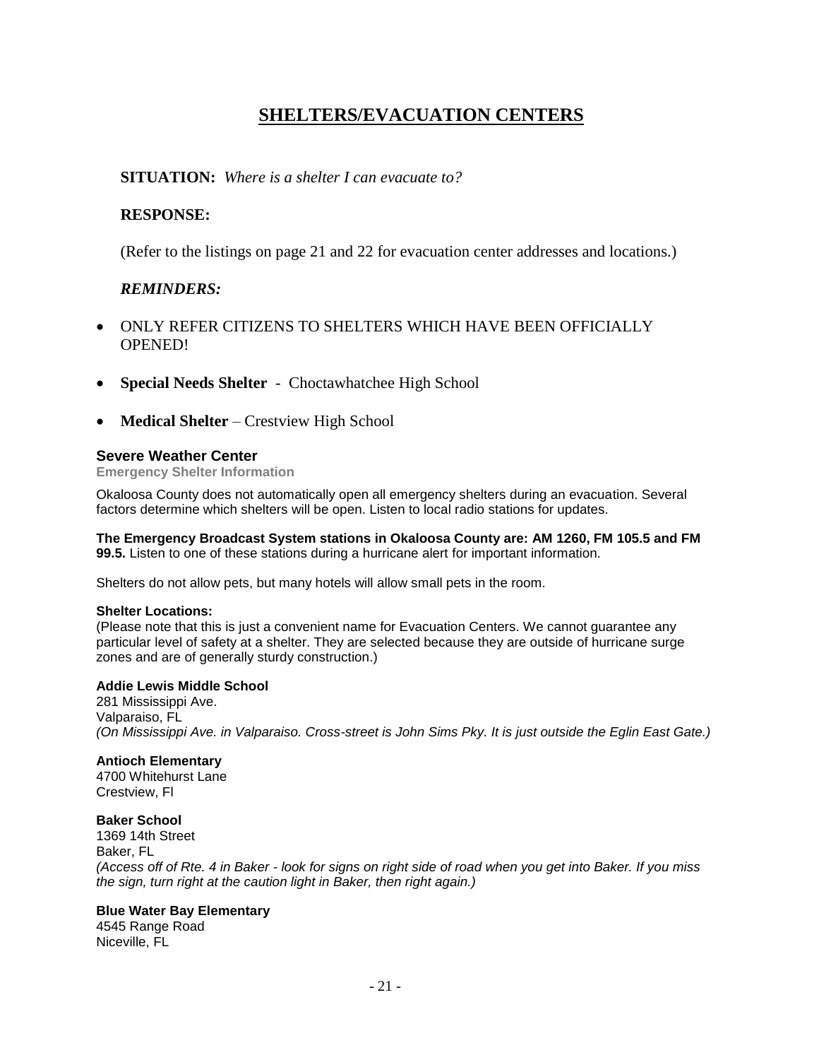# SHELTERS/EVACUATION CENTERS

**SITUATION:** *Where is a shelter I can evacuate to?*

**RESPONSE:**

(Refer to the listings on page 21 and 22 for evacuation center addresses and locations.)

***REMINDERS:***

- ONLY REFER CITIZENS TO SHELTERS WHICH HAVE BEEN OFFICIALLY OPENED!
- **Special Needs Shelter** - Choctawhatchee High School
- **Medical Shelter** – Crestview High School

## Severe Weather Center

**Emergency Shelter Information**

Okaloosa County does not automatically open all emergency shelters during an evacuation. Several factors determine which shelters will be open. Listen to local radio stations for updates.

**The Emergency Broadcast System stations in Okaloosa County are: AM 1260, FM 105.5 and FM 99.5.** Listen to one of these stations during a hurricane alert for important information.

Shelters do not allow pets, but many hotels will allow small pets in the room.

**Shelter Locations:**
(Please note that this is just a convenient name for Evacuation Centers. We cannot guarantee any particular level of safety at a shelter. They are selected because they are outside of hurricane surge zones and are of generally sturdy construction.)

**Addie Lewis Middle School**
281 Mississippi Ave.
Valparaiso, FL
*(On Mississippi Ave. in Valparaiso. Cross-street is John Sims Pky. It is just outside the Eglin East Gate.)*

**Antioch Elementary**
4700 Whitehurst Lane
Crestview, Fl

**Baker School**
1369 14th Street
Baker, FL
*(Access off of Rte. 4 in Baker - look for signs on right side of road when you get into Baker. If you miss the sign, turn right at the caution light in Baker, then right again.)*

**Blue Water Bay Elementary**
4545 Range Road
Niceville, FL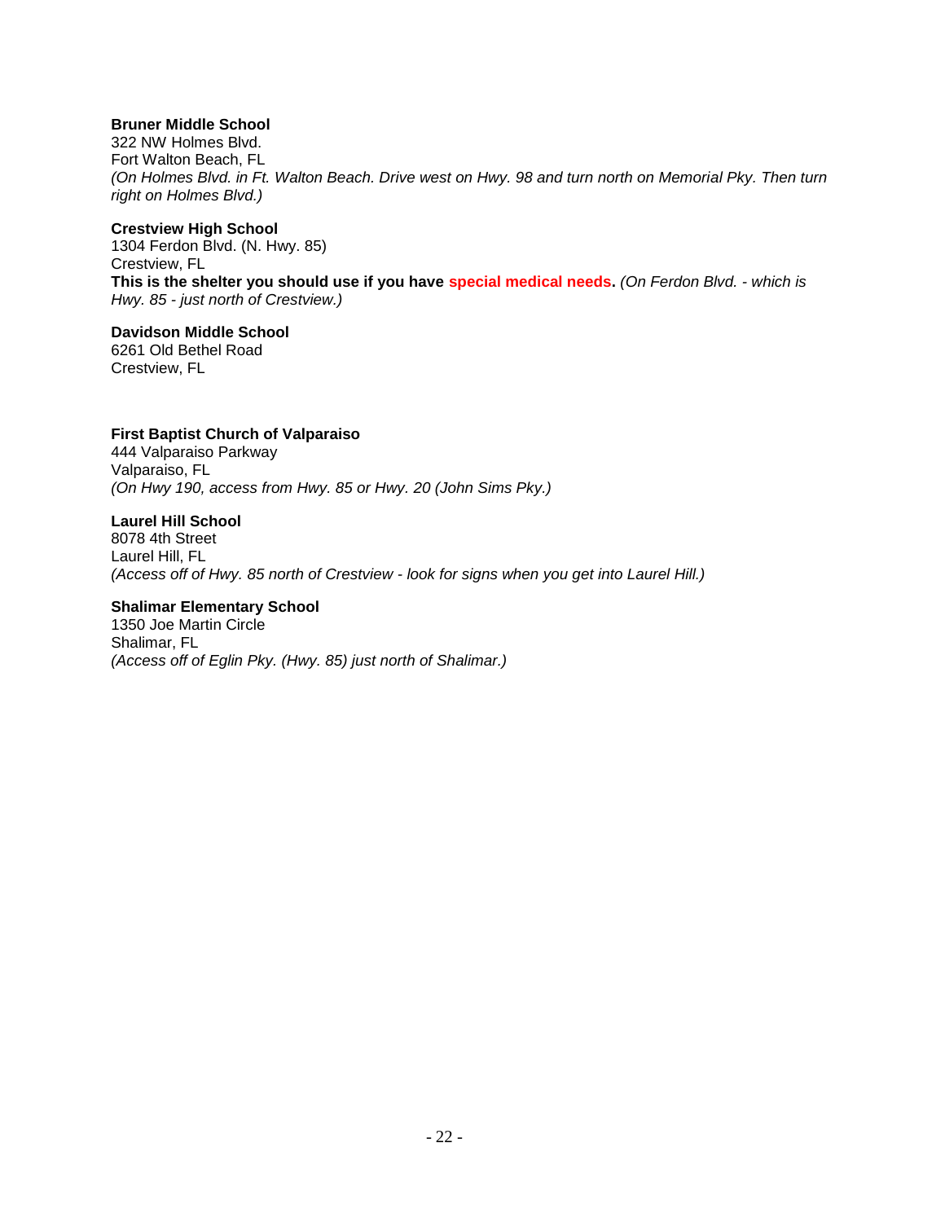**Bruner Middle School**
322 NW Holmes Blvd.
Fort Walton Beach, FL
*(On Holmes Blvd. in Ft. Walton Beach. Drive west on Hwy. 98 and turn north on Memorial Pky. Then turn right on Holmes Blvd.)*

**Crestview High School**
1304 Ferdon Blvd. (N. Hwy. 85)
Crestview, FL
**This is the shelter you should use if you have special medical needs.** *(On Ferdon Blvd. - which is Hwy. 85 - just north of Crestview.)*

**Davidson Middle School**
6261 Old Bethel Road
Crestview, FL

**First Baptist Church of Valparaiso**
444 Valparaiso Parkway
Valparaiso, FL
*(On Hwy 190, access from Hwy. 85 or Hwy. 20 (John Sims Pky.)*

**Laurel Hill School**
8078 4th Street
Laurel Hill, FL
*(Access off of Hwy. 85 north of Crestview - look for signs when you get into Laurel Hill.)*

**Shalimar Elementary School**
1350 Joe Martin Circle
Shalimar, FL
*(Access off of Eglin Pky. (Hwy. 85) just north of Shalimar.)*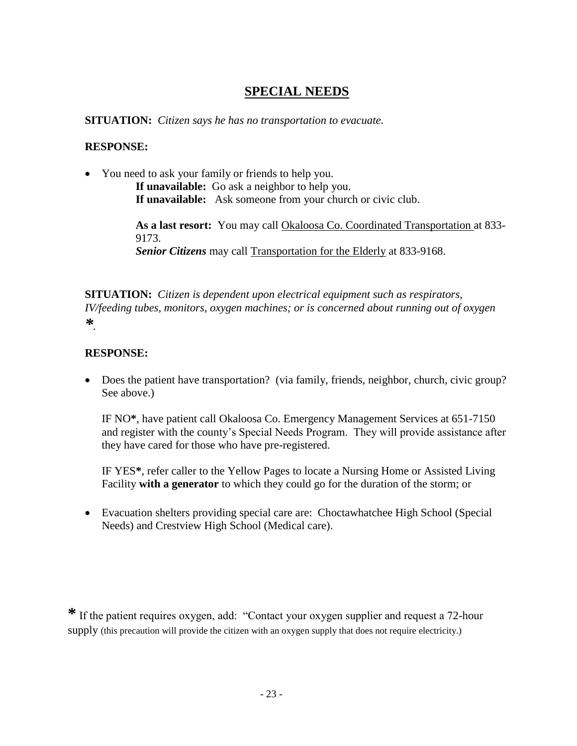## SPECIAL NEEDS

**SITUATION:** *Citizen says he has no transportation to evacuate.*

**RESPONSE:**

- You need to ask your family or friends to help you.

  **If unavailable:** Go ask a neighbor to help you.
  **If unavailable:** Ask someone from your church or civic club.

  **As a last resort:** You may call Okaloosa Co. Coordinated Transportation at 833-9173.
  ***Senior Citizens*** may call Transportation for the Elderly at 833-9168.

**SITUATION:** *Citizen is dependent upon electrical equipment such as respirators, IV/feeding tubes, monitors, oxygen machines; or is concerned about running out of oxygen* ***\****.

**RESPONSE:**

- Does the patient have transportation? (via family, friends, neighbor, church, civic group? See above.)

  IF NO**\***, have patient call Okaloosa Co. Emergency Management Services at 651-7150 and register with the county's Special Needs Program. They will provide assistance after they have cared for those who have pre-registered.

  IF YES**\***, refer caller to the Yellow Pages to locate a Nursing Home or Assisted Living Facility **with a generator** to which they could go for the duration of the storm; or

- Evacuation shelters providing special care are: Choctawhatchee High School (Special Needs) and Crestview High School (Medical care).

**\*** If the patient requires oxygen, add: "Contact your oxygen supplier and request a 72-hour supply (this precaution will provide the citizen with an oxygen supply that does not require electricity.)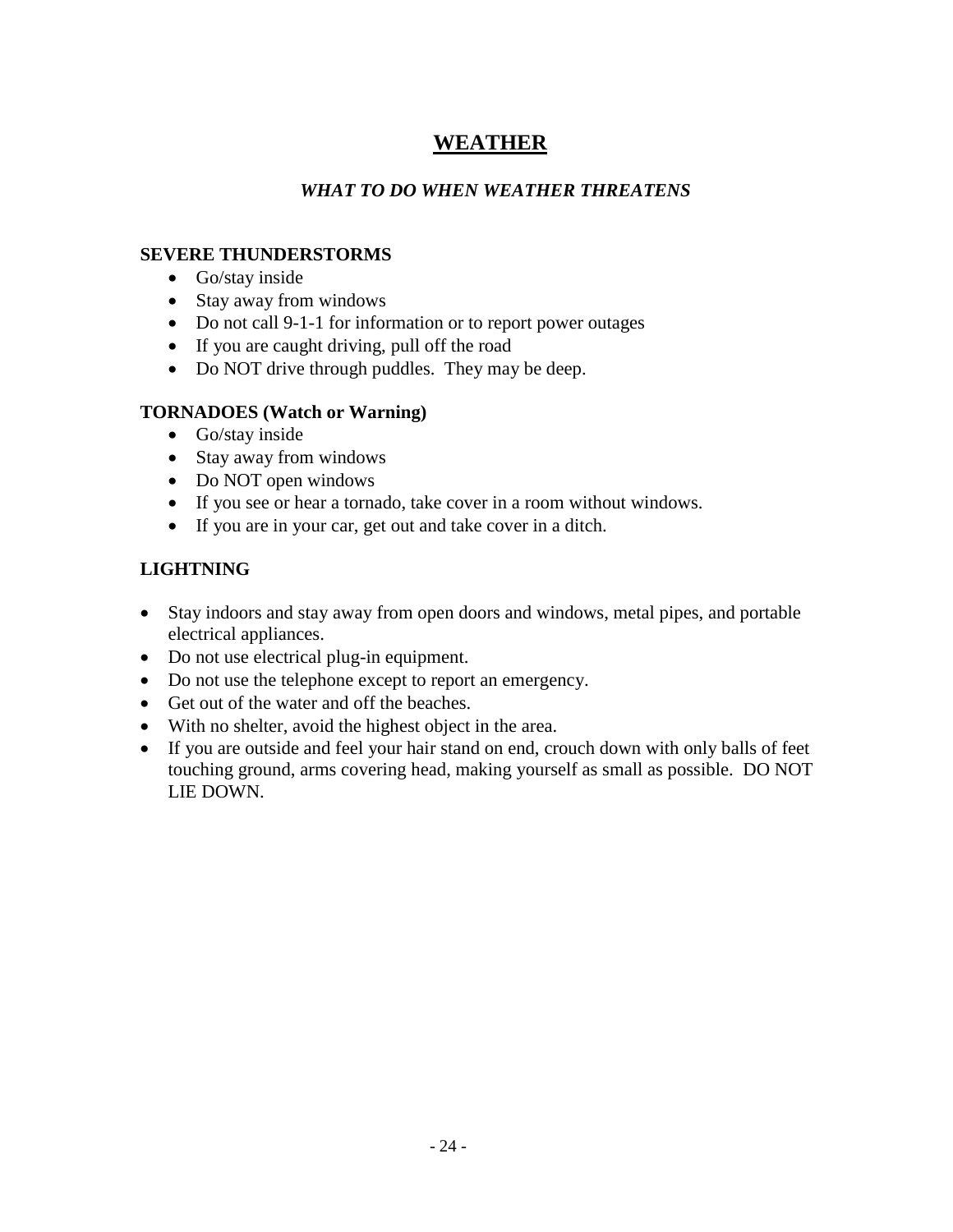# WEATHER

### *WHAT TO DO WHEN WEATHER THREATENS*

**SEVERE THUNDERSTORMS**

- Go/stay inside
- Stay away from windows
- Do not call 9-1-1 for information or to report power outages
- If you are caught driving, pull off the road
- Do NOT drive through puddles. They may be deep.

**TORNADOES (Watch or Warning)**

- Go/stay inside
- Stay away from windows
- Do NOT open windows
- If you see or hear a tornado, take cover in a room without windows.
- If you are in your car, get out and take cover in a ditch.

**LIGHTNING**

- Stay indoors and stay away from open doors and windows, metal pipes, and portable electrical appliances.
- Do not use electrical plug-in equipment.
- Do not use the telephone except to report an emergency.
- Get out of the water and off the beaches.
- With no shelter, avoid the highest object in the area.
- If you are outside and feel your hair stand on end, crouch down with only balls of feet touching ground, arms covering head, making yourself as small as possible. DO NOT LIE DOWN.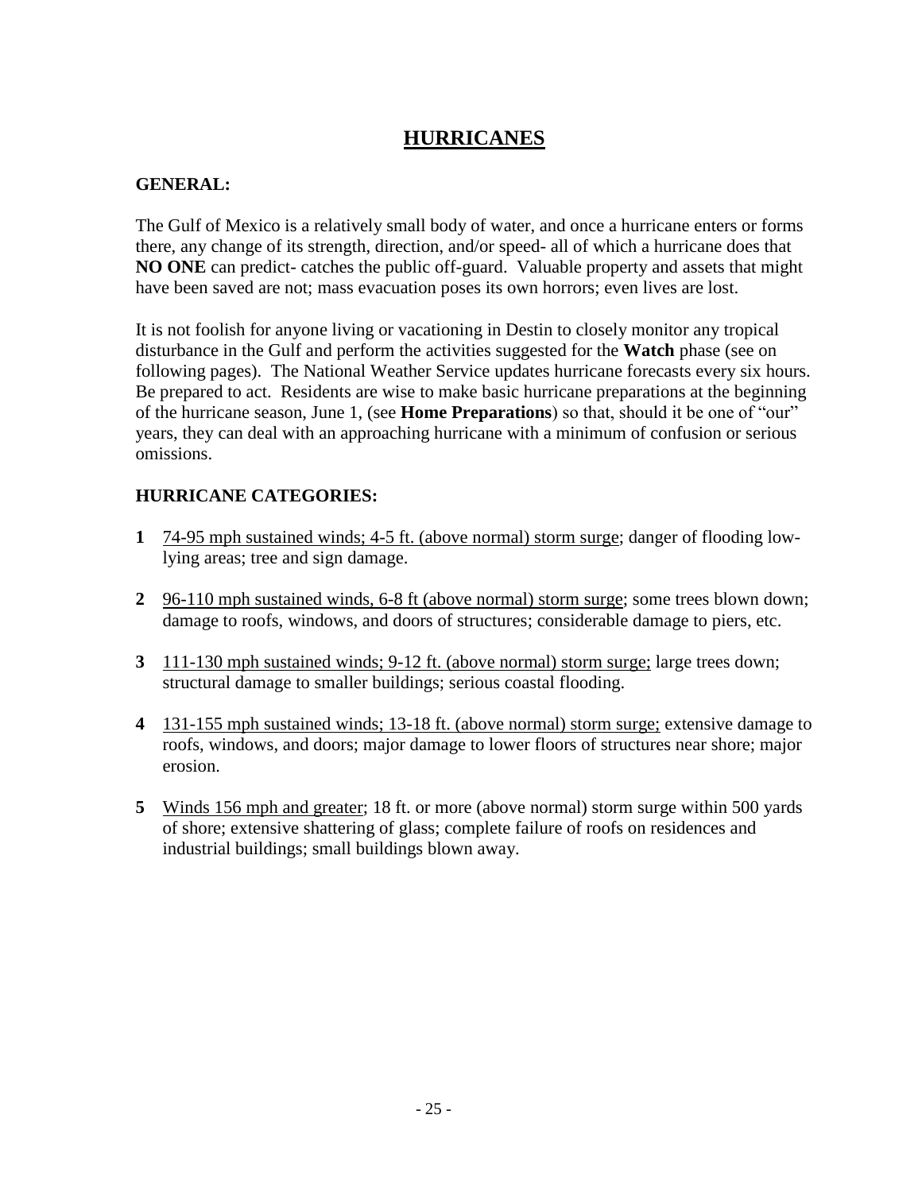# HURRICANES

**GENERAL:**

The Gulf of Mexico is a relatively small body of water, and once a hurricane enters or forms there, any change of its strength, direction, and/or speed- all of which a hurricane does that **NO ONE** can predict- catches the public off-guard. Valuable property and assets that might have been saved are not; mass evacuation poses its own horrors; even lives are lost.

It is not foolish for anyone living or vacationing in Destin to closely monitor any tropical disturbance in the Gulf and perform the activities suggested for the **Watch** phase (see on following pages). The National Weather Service updates hurricane forecasts every six hours. Be prepared to act. Residents are wise to make basic hurricane preparations at the beginning of the hurricane season, June 1, (see **Home Preparations**) so that, should it be one of "our" years, they can deal with an approaching hurricane with a minimum of confusion or serious omissions.

**HURRICANE CATEGORIES:**

**1** 74-95 mph sustained winds; 4-5 ft. (above normal) storm surge; danger of flooding low-lying areas; tree and sign damage.

**2** 96-110 mph sustained winds, 6-8 ft (above normal) storm surge; some trees blown down; damage to roofs, windows, and doors of structures; considerable damage to piers, etc.

**3** 111-130 mph sustained winds; 9-12 ft. (above normal) storm surge; large trees down; structural damage to smaller buildings; serious coastal flooding.

**4** 131-155 mph sustained winds; 13-18 ft. (above normal) storm surge; extensive damage to roofs, windows, and doors; major damage to lower floors of structures near shore; major erosion.

**5** Winds 156 mph and greater; 18 ft. or more (above normal) storm surge within 500 yards of shore; extensive shattering of glass; complete failure of roofs on residences and industrial buildings; small buildings blown away.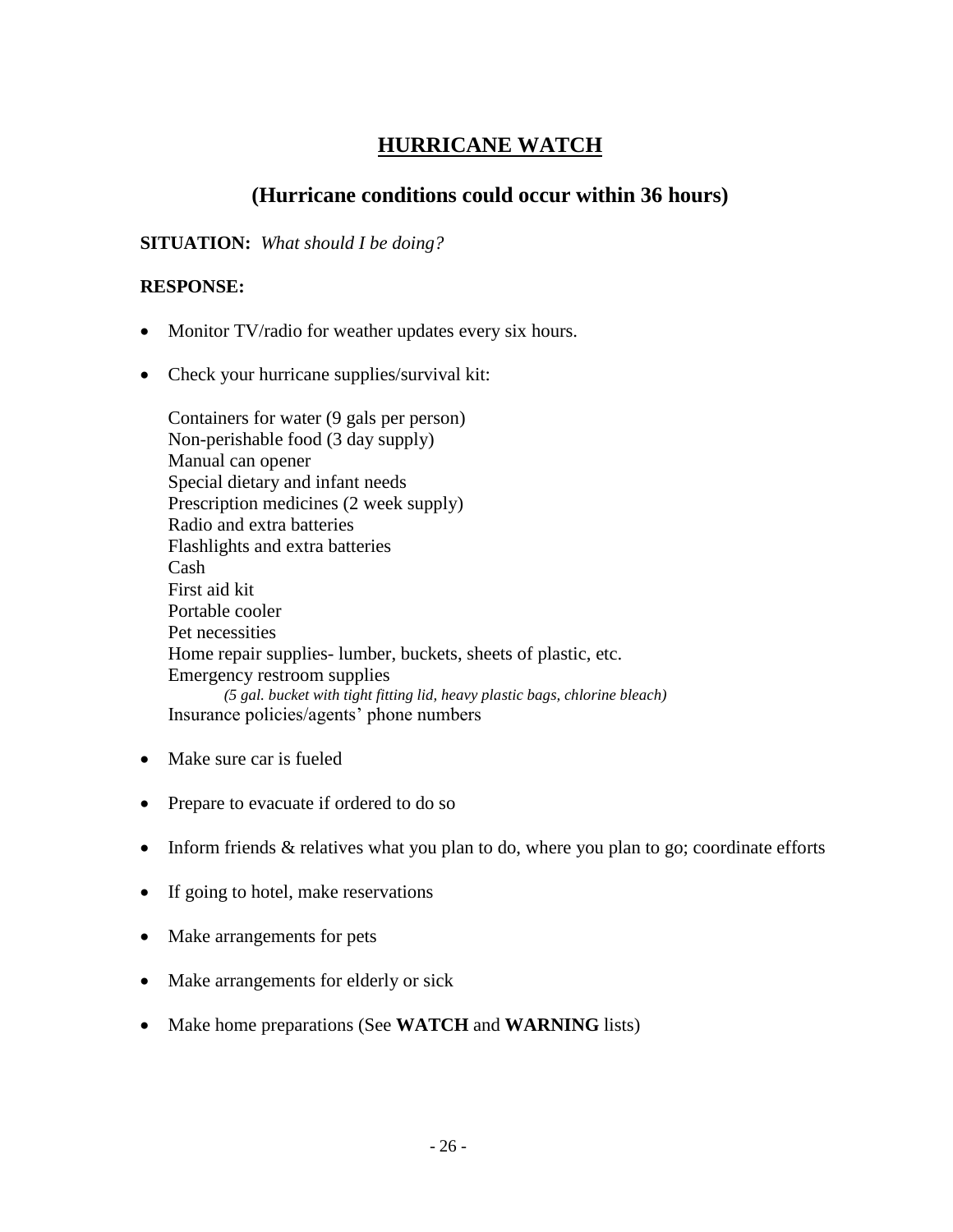## HURRICANE WATCH

### (Hurricane conditions could occur within 36 hours)

**SITUATION:** *What should I be doing?*

**RESPONSE:**

- Monitor TV/radio for weather updates every six hours.

- Check your hurricane supplies/survival kit:

  Containers for water (9 gals per person)
  Non-perishable food (3 day supply)
  Manual can opener
  Special dietary and infant needs
  Prescription medicines (2 week supply)
  Radio and extra batteries
  Flashlights and extra batteries
  Cash
  First aid kit
  Portable cooler
  Pet necessities
  Home repair supplies- lumber, buckets, sheets of plastic, etc.
  Emergency restroom supplies
  *(5 gal. bucket with tight fitting lid, heavy plastic bags, chlorine bleach)*
  Insurance policies/agents' phone numbers

- Make sure car is fueled

- Prepare to evacuate if ordered to do so

- Inform friends & relatives what you plan to do, where you plan to go; coordinate efforts

- If going to hotel, make reservations

- Make arrangements for pets

- Make arrangements for elderly or sick

- Make home preparations (See **WATCH** and **WARNING** lists)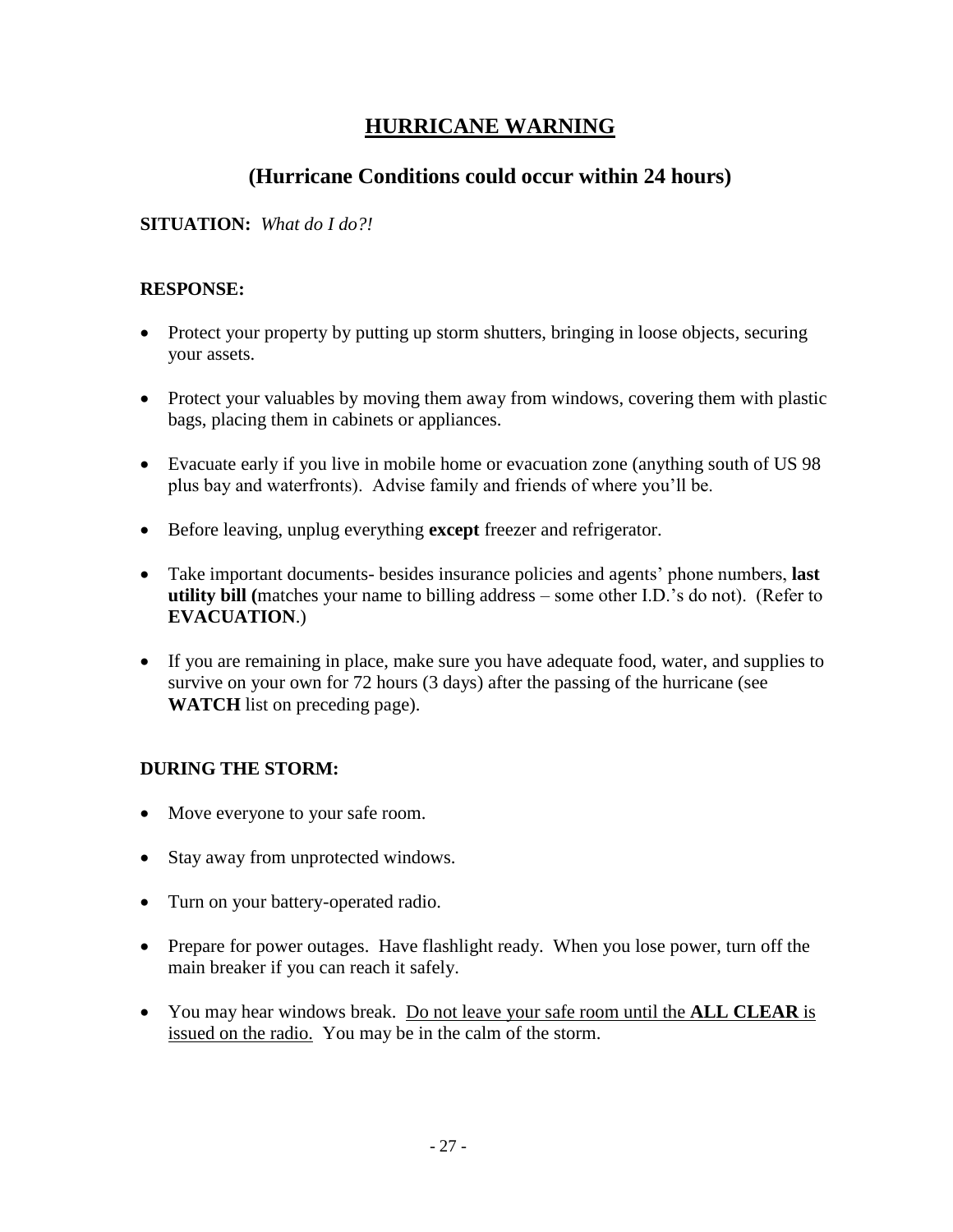# HURRICANE WARNING

## (Hurricane Conditions could occur within 24 hours)

**SITUATION:** *What do I do?!*

**RESPONSE:**

- Protect your property by putting up storm shutters, bringing in loose objects, securing your assets.
- Protect your valuables by moving them away from windows, covering them with plastic bags, placing them in cabinets or appliances.
- Evacuate early if you live in mobile home or evacuation zone (anything south of US 98 plus bay and waterfronts). Advise family and friends of where you'll be.
- Before leaving, unplug everything **except** freezer and refrigerator.
- Take important documents- besides insurance policies and agents' phone numbers, **last utility bill (**matches your name to billing address – some other I.D.'s do not). (Refer to **EVACUATION**.)
- If you are remaining in place, make sure you have adequate food, water, and supplies to survive on your own for 72 hours (3 days) after the passing of the hurricane (see **WATCH** list on preceding page).

**DURING THE STORM:**

- Move everyone to your safe room.
- Stay away from unprotected windows.
- Turn on your battery-operated radio.
- Prepare for power outages. Have flashlight ready. When you lose power, turn off the main breaker if you can reach it safely.
- You may hear windows break. <u>Do not leave your safe room until the **ALL CLEAR** is issued on the radio.</u> You may be in the calm of the storm.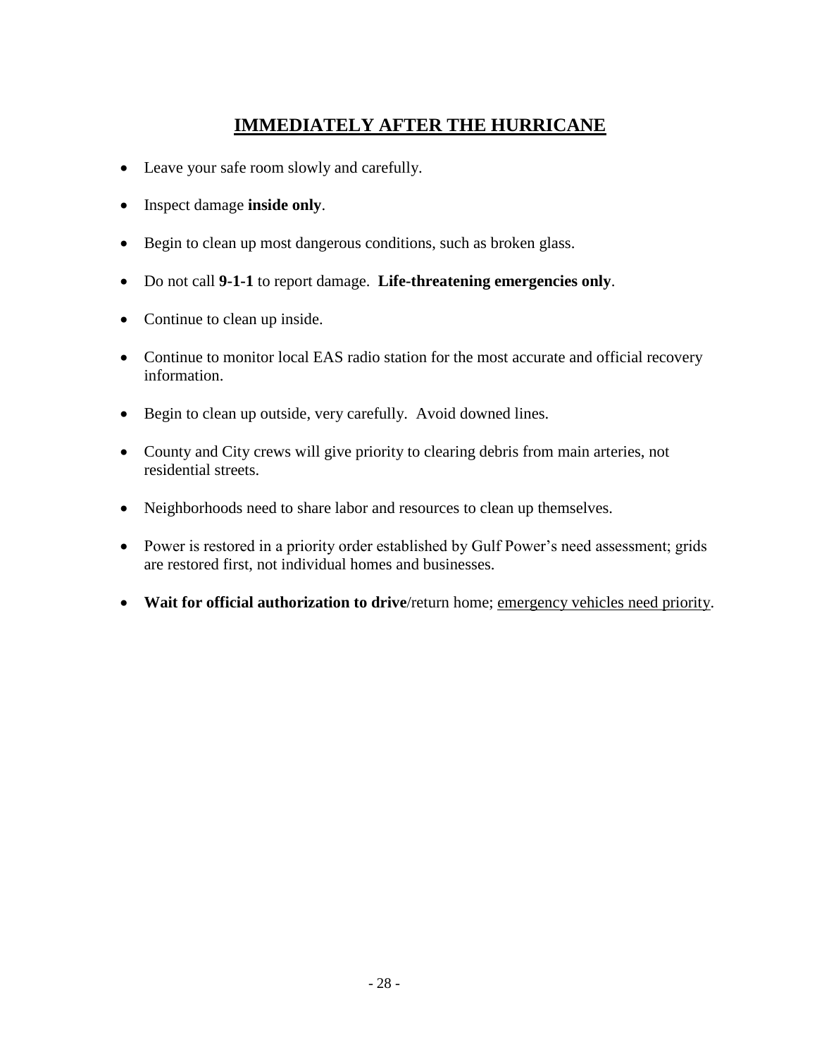## IMMEDIATELY AFTER THE HURRICANE

- Leave your safe room slowly and carefully.
- Inspect damage **inside only**.
- Begin to clean up most dangerous conditions, such as broken glass.
- Do not call **9-1-1** to report damage. **Life-threatening emergencies only**.
- Continue to clean up inside.
- Continue to monitor local EAS radio station for the most accurate and official recovery information.
- Begin to clean up outside, very carefully. Avoid downed lines.
- County and City crews will give priority to clearing debris from main arteries, not residential streets.
- Neighborhoods need to share labor and resources to clean up themselves.
- Power is restored in a priority order established by Gulf Power's need assessment; grids are restored first, not individual homes and businesses.
- **Wait for official authorization to drive**/return home; <u>emergency vehicles need priority</u>.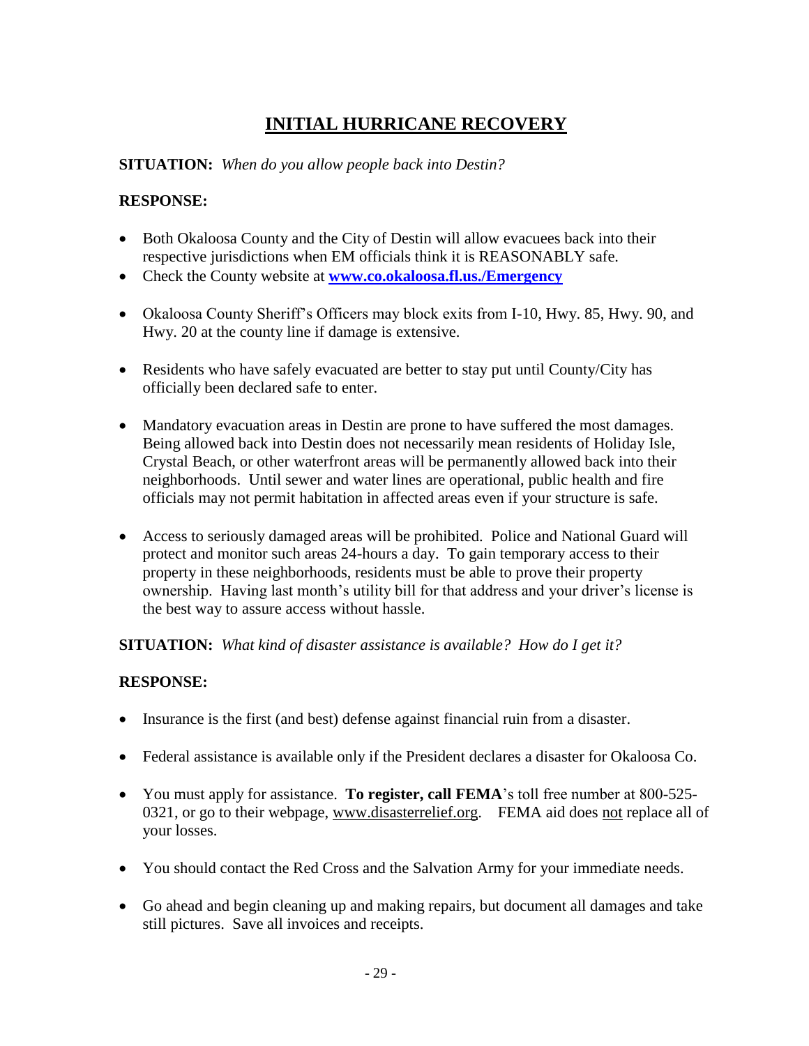# INITIAL HURRICANE RECOVERY

**SITUATION:** *When do you allow people back into Destin?*

**RESPONSE:**

- Both Okaloosa County and the City of Destin will allow evacuees back into their respective jurisdictions when EM officials think it is REASONABLY safe.
- Check the County website at **www.co.okaloosa.fl.us./Emergency**
- Okaloosa County Sheriff's Officers may block exits from I-10, Hwy. 85, Hwy. 90, and Hwy. 20 at the county line if damage is extensive.
- Residents who have safely evacuated are better to stay put until County/City has officially been declared safe to enter.
- Mandatory evacuation areas in Destin are prone to have suffered the most damages. Being allowed back into Destin does not necessarily mean residents of Holiday Isle, Crystal Beach, or other waterfront areas will be permanently allowed back into their neighborhoods. Until sewer and water lines are operational, public health and fire officials may not permit habitation in affected areas even if your structure is safe.
- Access to seriously damaged areas will be prohibited. Police and National Guard will protect and monitor such areas 24-hours a day. To gain temporary access to their property in these neighborhoods, residents must be able to prove their property ownership. Having last month's utility bill for that address and your driver's license is the best way to assure access without hassle.

**SITUATION:** *What kind of disaster assistance is available? How do I get it?*

**RESPONSE:**

- Insurance is the first (and best) defense against financial ruin from a disaster.
- Federal assistance is available only if the President declares a disaster for Okaloosa Co.
- You must apply for assistance. **To register, call FEMA**'s toll free number at 800-525-0321, or go to their webpage, www.disasterrelief.org. FEMA aid does not replace all of your losses.
- You should contact the Red Cross and the Salvation Army for your immediate needs.
- Go ahead and begin cleaning up and making repairs, but document all damages and take still pictures. Save all invoices and receipts.